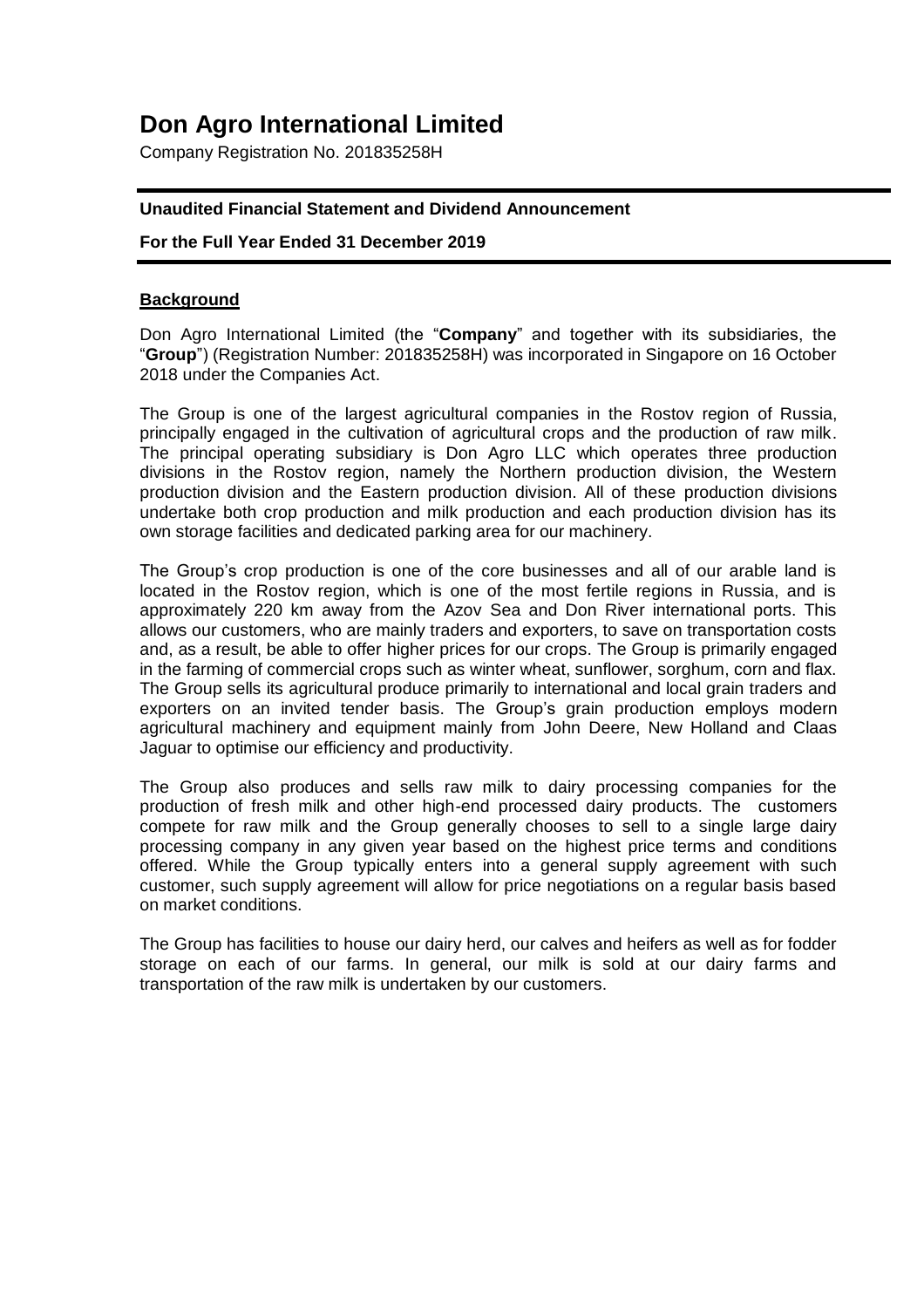# Don Agro International Limited

Company Registration No. 201835258H

**Unaudited Financial Statement and Dividend Announcement**

**For the Full Year Ended 31 December 2019**

## Background

Don Agro International Limited (the "**Company**" and together with its subsidiaries, the "**Group**") (Registration Number: 201835258H) was incorporated in Singapore on 16 October 2018 under the Companies Act.

The Group is one of the largest agricultural companies in the Rostov region of Russia, principally engaged in the cultivation of agricultural crops and the production of raw milk. The principal operating subsidiary is Don Agro LLC which operates three production divisions in the Rostov region, namely the Northern production division, the Western production division and the Eastern production division. All of these production divisions undertake both crop production and milk production and each production division has its own storage facilities and dedicated parking area for our machinery.

The Group's crop production is one of the core businesses and all of our arable land is located in the Rostov region, which is one of the most fertile regions in Russia, and is approximately 220 km away from the Azov Sea and Don River international ports. This allows our customers, who are mainly traders and exporters, to save on transportation costs and, as a result, be able to offer higher prices for our crops. The Group is primarily engaged in the farming of commercial crops such as winter wheat, sunflower, sorghum, corn and flax. The Group sells its agricultural produce primarily to international and local grain traders and exporters on an invited tender basis. The Group's grain production employs modern agricultural machinery and equipment mainly from John Deere, New Holland and Claas Jaguar to optimise our efficiency and productivity.

The Group also produces and sells raw milk to dairy processing companies for the production of fresh milk and other high-end processed dairy products. The customers compete for raw milk and the Group generally chooses to sell to a single large dairy processing company in any given year based on the highest price terms and conditions offered. While the Group typically enters into a general supply agreement with such customer, such supply agreement will allow for price negotiations on a regular basis based on market conditions.

The Group has facilities to house our dairy herd, our calves and heifers as well as for fodder storage on each of our farms. In general, our milk is sold at our dairy farms and transportation of the raw milk is undertaken by our customers.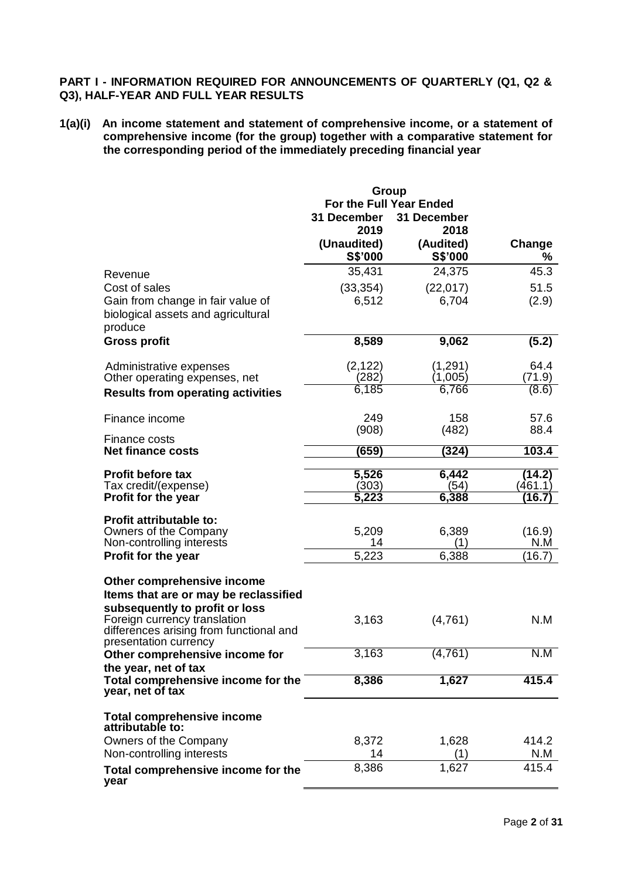**PART I - INFORMATION REQUIRED FOR ANNOUNCEMENTS OF QUARTERLY (Q1, Q2 & Q3), HALF-YEAR AND FULL YEAR RESULTS**

**1(a)(i) An income statement and statement of comprehensive income, or a statement of comprehensive income (for the group) together with a comparative statement for the corresponding period of the immediately preceding financial year**

| | Group | | |
|---|---|---|---|
| | For the Full Year Ended | | |
| | 31 December 2019 (Unaudited) S$'000 | 31 December 2018 (Audited) S$'000 | Change % |
| Revenue | 35,431 | 24,375 | 45.3 |
| Cost of sales | (33,354) | (22,017) | 51.5 |
| Gain from change in fair value of biological assets and agricultural produce | 6,512 | 6,704 | (2.9) |
| **Gross profit** | **8,589** | **9,062** | **(5.2)** |
| Administrative expenses | (2,122) | (1,291) | 64.4 |
| Other operating expenses, net | (282) | (1,005) | (71.9) |
| **Results from operating activities** | 6,185 | 6,766 | (8.6) |
| Finance income | 249 | 158 | 57.6 |
| Finance costs | (908) | (482) | 88.4 |
| **Net finance costs** | **(659)** | **(324)** | **103.4** |
| **Profit before tax** | **5,526** | **6,442** | **(14.2)** |
| Tax credit/(expense) | (303) | (54) | (461.1) |
| **Profit for the year** | **5,223** | **6,388** | **(16.7)** |
| **Profit attributable to:** | | | |
| Owners of the Company | 5,209 | 6,389 | (16.9) |
| Non-controlling interests | 14 | (1) | N.M |
| **Profit for the year** | 5,223 | 6,388 | (16.7) |
| **Other comprehensive income** | | | |
| **Items that are or may be reclassified subsequently to profit or loss** | | | |
| Foreign currency translation differences arising from functional and presentation currency | 3,163 | (4,761) | N.M |
| **Other comprehensive income for the year, net of tax** | 3,163 | (4,761) | N.M |
| **Total comprehensive income for the year, net of tax** | **8,386** | **1,627** | **415.4** |
| **Total comprehensive income attributable to:** | | | |
| Owners of the Company | 8,372 | 1,628 | 414.2 |
| Non-controlling interests | 14 | (1) | N.M |
| **Total comprehensive income for the year** | 8,386 | 1,627 | 415.4 |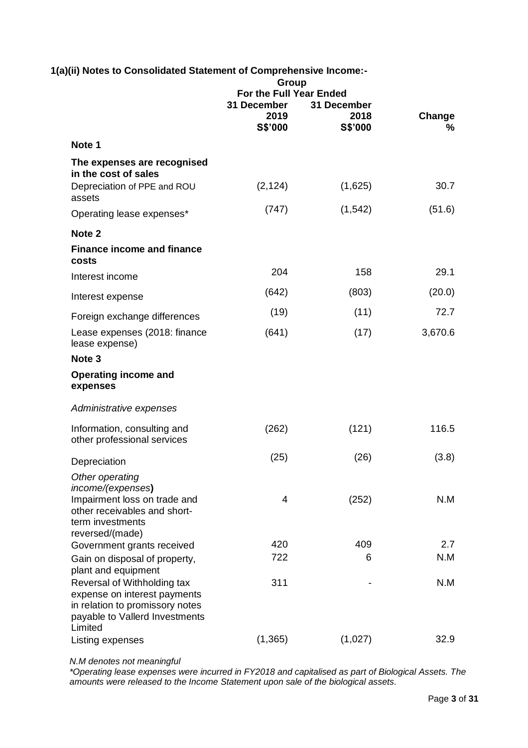## 1(a)(ii) Notes to Consolidated Statement of Comprehensive Income:-

| | Group | | |
|---|---|---|---|
| | For the Full Year Ended | | |
| | 31 December 2019 S$'000 | 31 December 2018 S$'000 | Change % |
| **Note 1** | | | |
| **The expenses are recognised in the cost of sales** | | | |
| Depreciation of PPE and ROU assets | (2,124) | (1,625) | 30.7 |
| Operating lease expenses* | (747) | (1,542) | (51.6) |
| **Note 2** | | | |
| **Finance income and finance costs** | | | |
| Interest income | 204 | 158 | 29.1 |
| Interest expense | (642) | (803) | (20.0) |
| Foreign exchange differences | (19) | (11) | 72.7 |
| Lease expenses (2018: finance lease expense) | (641) | (17) | 3,670.6 |
| **Note 3** | | | |
| **Operating income and expenses** | | | |
| *Administrative expenses* | | | |
| Information, consulting and other professional services | (262) | (121) | 116.5 |
| Depreciation | (25) | (26) | (3.8) |
| *Other operating income/(expenses)* | | | |
| Impairment loss on trade and other receivables and short-term investments reversed/(made) | 4 | (252) | N.M |
| Government grants received | 420 | 409 | 2.7 |
| Gain on disposal of property, plant and equipment | 722 | 6 | N.M |
| Reversal of Withholding tax expense on interest payments in relation to promissory notes payable to Vallerd Investments Limited | 311 | - | N.M |
| Listing expenses | (1,365) | (1,027) | 32.9 |

*N.M denotes not meaningful*

*\*Operating lease expenses were incurred in FY2018 and capitalised as part of Biological Assets. The amounts were released to the Income Statement upon sale of the biological assets.*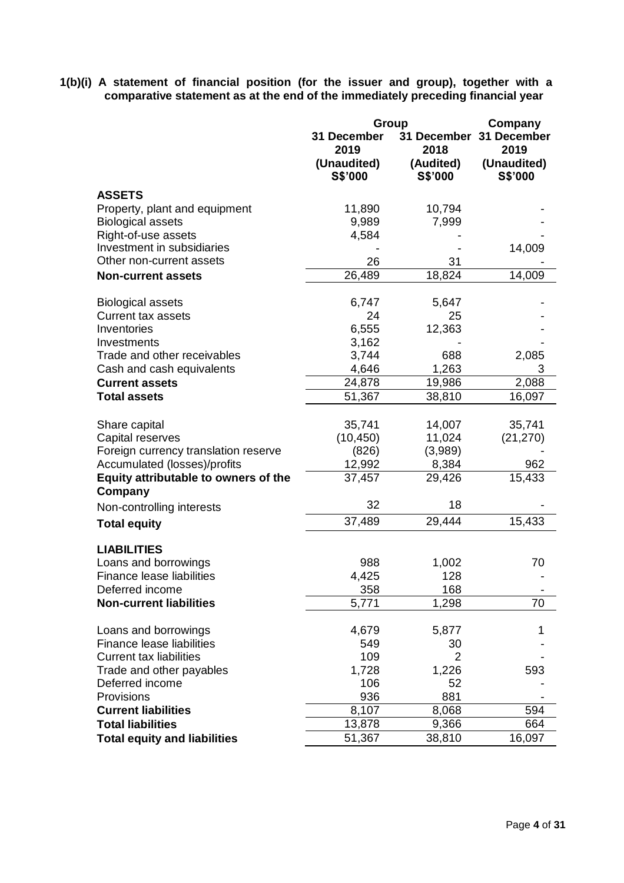**1(b)(i) A statement of financial position (for the issuer and group), together with a comparative statement as at the end of the immediately preceding financial year**

| | Group | | Company |
|---|---|---|---|
| | 31 December 2019 (Unaudited) S$'000 | 31 December 2018 (Audited) S$'000 | 31 December 2019 (Unaudited) S$'000 |
| **ASSETS** | | | |
| Property, plant and equipment | 11,890 | 10,794 | - |
| Biological assets | 9,989 | 7,999 | - |
| Right-of-use assets | 4,584 | - | - |
| Investment in subsidiaries | - | - | 14,009 |
| Other non-current assets | 26 | 31 | - |
| **Non-current assets** | 26,489 | 18,824 | 14,009 |
| | | | |
| Biological assets | 6,747 | 5,647 | - |
| Current tax assets | 24 | 25 | - |
| Inventories | 6,555 | 12,363 | - |
| Investments | 3,162 | - | - |
| Trade and other receivables | 3,744 | 688 | 2,085 |
| Cash and cash equivalents | 4,646 | 1,263 | 3 |
| **Current assets** | 24,878 | 19,986 | 2,088 |
| **Total assets** | 51,367 | 38,810 | 16,097 |
| | | | |
| Share capital | 35,741 | 14,007 | 35,741 |
| Capital reserves | (10,450) | 11,024 | (21,270) |
| Foreign currency translation reserve | (826) | (3,989) | - |
| Accumulated (losses)/profits | 12,992 | 8,384 | 962 |
| **Equity attributable to owners of the Company** | 37,457 | 29,426 | 15,433 |
| Non-controlling interests | 32 | 18 | - |
| **Total equity** | 37,489 | 29,444 | 15,433 |
| | | | |
| **LIABILITIES** | | | |
| Loans and borrowings | 988 | 1,002 | 70 |
| Finance lease liabilities | 4,425 | 128 | - |
| Deferred income | 358 | 168 | - |
| **Non-current liabilities** | 5,771 | 1,298 | 70 |
| | | | |
| Loans and borrowings | 4,679 | 5,877 | 1 |
| Finance lease liabilities | 549 | 30 | - |
| Current tax liabilities | 109 | 2 | - |
| Trade and other payables | 1,728 | 1,226 | 593 |
| Deferred income | 106 | 52 | - |
| Provisions | 936 | 881 | - |
| **Current liabilities** | 8,107 | 8,068 | 594 |
| **Total liabilities** | 13,878 | 9,366 | 664 |
| **Total equity and liabilities** | 51,367 | 38,810 | 16,097 |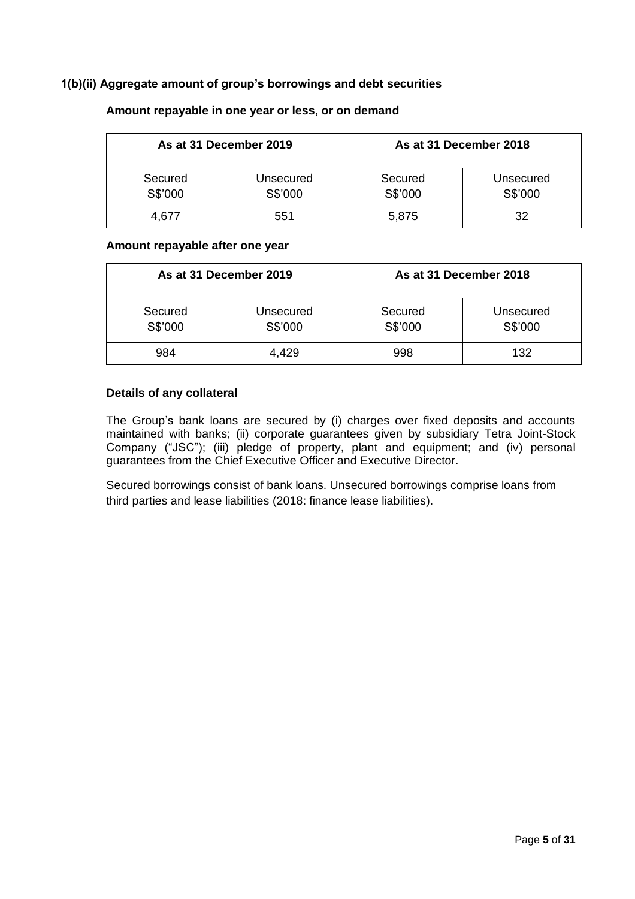### 1(b)(ii) Aggregate amount of group's borrowings and debt securities

**Amount repayable in one year or less, or on demand**

| As at 31 December 2019 | | As at 31 December 2018 | |
|---|---|---|---|
| Secured S$'000 | Unsecured S$'000 | Secured S$'000 | Unsecured S$'000 |
| 4,677 | 551 | 5,875 | 32 |

**Amount repayable after one year**

| As at 31 December 2019 | | As at 31 December 2018 | |
|---|---|---|---|
| Secured S$'000 | Unsecured S$'000 | Secured S$'000 | Unsecured S$'000 |
| 984 | 4,429 | 998 | 132 |

**Details of any collateral**

The Group's bank loans are secured by (i) charges over fixed deposits and accounts maintained with banks; (ii) corporate guarantees given by subsidiary Tetra Joint-Stock Company ("JSC"); (iii) pledge of property, plant and equipment; and (iv) personal guarantees from the Chief Executive Officer and Executive Director.

Secured borrowings consist of bank loans. Unsecured borrowings comprise loans from third parties and lease liabilities (2018: finance lease liabilities).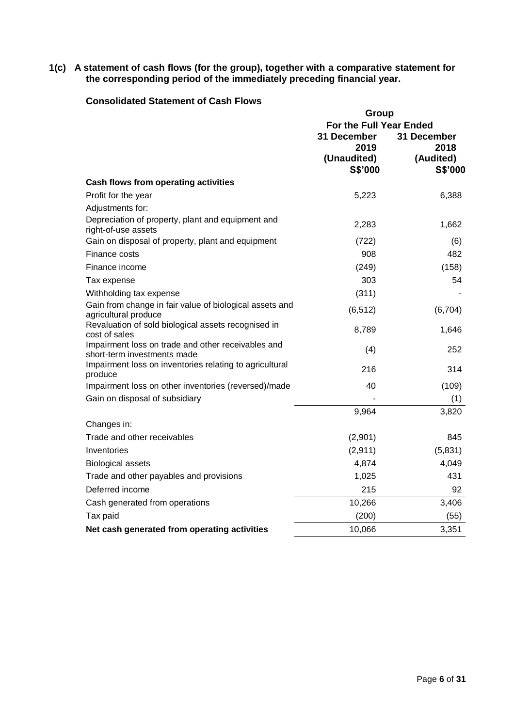**1(c) A statement of cash flows (for the group), together with a comparative statement for the corresponding period of the immediately preceding financial year.**

**Consolidated Statement of Cash Flows**

| | Group | |
|---|---|---|
| | For the Full Year Ended | |
| | 31 December 2019 (Unaudited) S$'000 | 31 December 2018 (Audited) S$'000 |
| **Cash flows from operating activities** | | |
| Profit for the year | 5,223 | 6,388 |
| Adjustments for: | | |
| Depreciation of property, plant and equipment and right-of-use assets | 2,283 | 1,662 |
| Gain on disposal of property, plant and equipment | (722) | (6) |
| Finance costs | 908 | 482 |
| Finance income | (249) | (158) |
| Tax expense | 303 | 54 |
| Withholding tax expense | (311) | - |
| Gain from change in fair value of biological assets and agricultural produce | (6,512) | (6,704) |
| Revaluation of sold biological assets recognised in cost of sales | 8,789 | 1,646 |
| Impairment loss on trade and other receivables and short-term investments made | (4) | 252 |
| Impairment loss on inventories relating to agricultural produce | 216 | 314 |
| Impairment loss on other inventories (reversed)/made | 40 | (109) |
| Gain on disposal of subsidiary | - | (1) |
| | 9,964 | 3,820 |
| Changes in: | | |
| Trade and other receivables | (2,901) | 845 |
| Inventories | (2,911) | (5,831) |
| Biological assets | 4,874 | 4,049 |
| Trade and other payables and provisions | 1,025 | 431 |
| Deferred income | 215 | 92 |
| Cash generated from operations | 10,266 | 3,406 |
| Tax paid | (200) | (55) |
| **Net cash generated from operating activities** | 10,066 | 3,351 |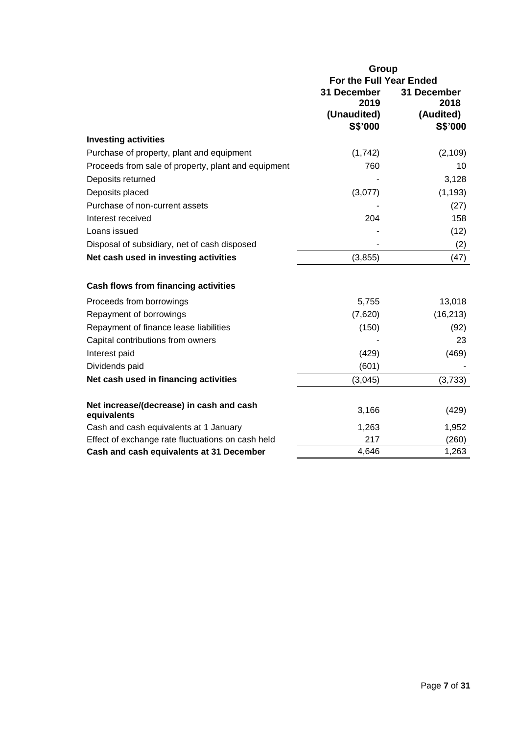| | Group | |
|---|---|---|
| | For the Full Year Ended | |
| | 31 December 2019 (Unaudited) S$'000 | 31 December 2018 (Audited) S$'000 |
| **Investing activities** | | |
| Purchase of property, plant and equipment | (1,742) | (2,109) |
| Proceeds from sale of property, plant and equipment | 760 | 10 |
| Deposits returned | - | 3,128 |
| Deposits placed | (3,077) | (1,193) |
| Purchase of non-current assets | - | (27) |
| Interest received | 204 | 158 |
| Loans issued | - | (12) |
| Disposal of subsidiary, net of cash disposed | - | (2) |
| **Net cash used in investing activities** | (3,855) | (47) |
| | | |
| **Cash flows from financing activities** | | |
| Proceeds from borrowings | 5,755 | 13,018 |
| Repayment of borrowings | (7,620) | (16,213) |
| Repayment of finance lease liabilities | (150) | (92) |
| Capital contributions from owners | - | 23 |
| Interest paid | (429) | (469) |
| Dividends paid | (601) | - |
| **Net cash used in financing activities** | (3,045) | (3,733) |
| | | |
| **Net increase/(decrease) in cash and cash equivalents** | 3,166 | (429) |
| Cash and cash equivalents at 1 January | 1,263 | 1,952 |
| Effect of exchange rate fluctuations on cash held | 217 | (260) |
| **Cash and cash equivalents at 31 December** | 4,646 | 1,263 |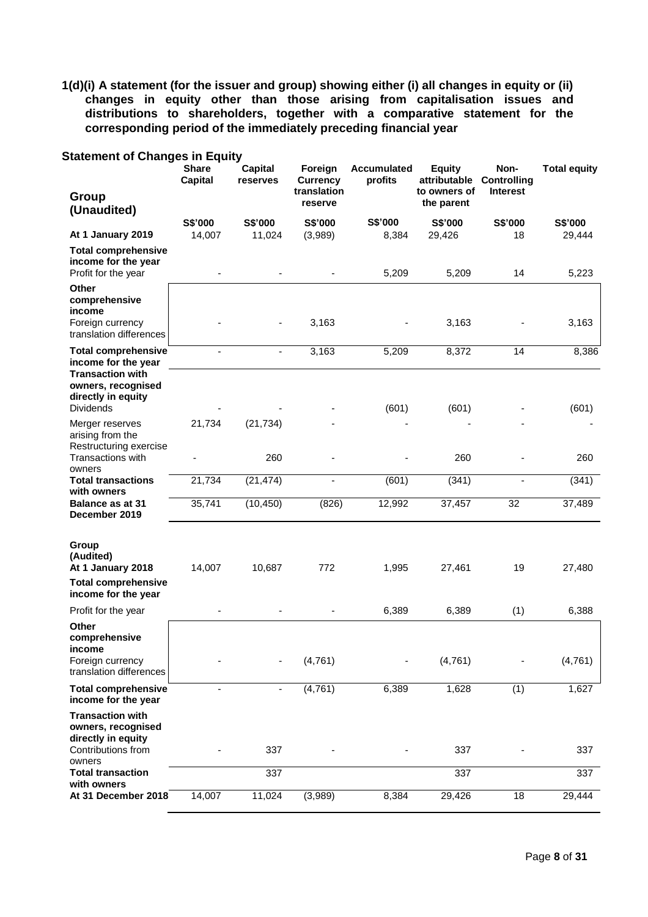**1(d)(i) A statement (for the issuer and group) showing either (i) all changes in equity or (ii) changes in equity other than those arising from capitalisation issues and distributions to shareholders, together with a comparative statement for the corresponding period of the immediately preceding financial year**

## Statement of Changes in Equity

| Group (Unaudited) | Share Capital | Capital reserves | Foreign Currency translation reserve | Accumulated profits | Equity attributable to owners of the parent | Non-Controlling Interest | Total equity |
|---|---|---|---|---|---|---|---|
| | S$'000 | S$'000 | S$'000 | S$'000 | S$'000 | S$'000 | S$'000 |
| **At 1 January 2019** | 14,007 | 11,024 | (3,989) | 8,384 | 29,426 | 18 | 29,444 |
| **Total comprehensive income for the year** | | | | | | | |
| Profit for the year | - | - | - | 5,209 | 5,209 | 14 | 5,223 |
| **Other comprehensive income** | | | | | | | |
| Foreign currency translation differences | - | - | 3,163 | - | 3,163 | - | 3,163 |
| **Total comprehensive income for the year** | - | - | 3,163 | 5,209 | 8,372 | 14 | 8,386 |
| **Transaction with owners, recognised directly in equity** | | | | | | | |
| Dividends | - | - | - | (601) | (601) | - | (601) |
| Merger reserves arising from the Restructuring exercise | 21,734 | (21,734) | - | - | - | - | - |
| Transactions with owners | - | 260 | - | - | 260 | - | 260 |
| **Total transactions with owners** | 21,734 | (21,474) | - | (601) | (341) | - | (341) |
| **Balance as at 31 December 2019** | 35,741 | (10,450) | (826) | 12,992 | 37,457 | 32 | 37,489 |

| Group (Audited) | Share Capital | Capital reserves | Foreign Currency translation reserve | Accumulated profits | Equity attributable to owners of the parent | Non-Controlling Interest | Total equity |
|---|---|---|---|---|---|---|---|
| **At 1 January 2018** | 14,007 | 10,687 | 772 | 1,995 | 27,461 | 19 | 27,480 |
| **Total comprehensive income for the year** | | | | | | | |
| Profit for the year | - | - | - | 6,389 | 6,389 | (1) | 6,388 |
| **Other comprehensive income** | | | | | | | |
| Foreign currency translation differences | - | - | (4,761) | - | (4,761) | - | (4,761) |
| **Total comprehensive income for the year** | - | - | (4,761) | 6,389 | 1,628 | (1) | 1,627 |
| **Transaction with owners, recognised directly in equity** | | | | | | | |
| Contributions from owners | - | 337 | - | - | 337 | - | 337 |
| **Total transaction with owners** | | 337 | | | 337 | | 337 |
| **At 31 December 2018** | 14,007 | 11,024 | (3,989) | 8,384 | 29,426 | 18 | 29,444 |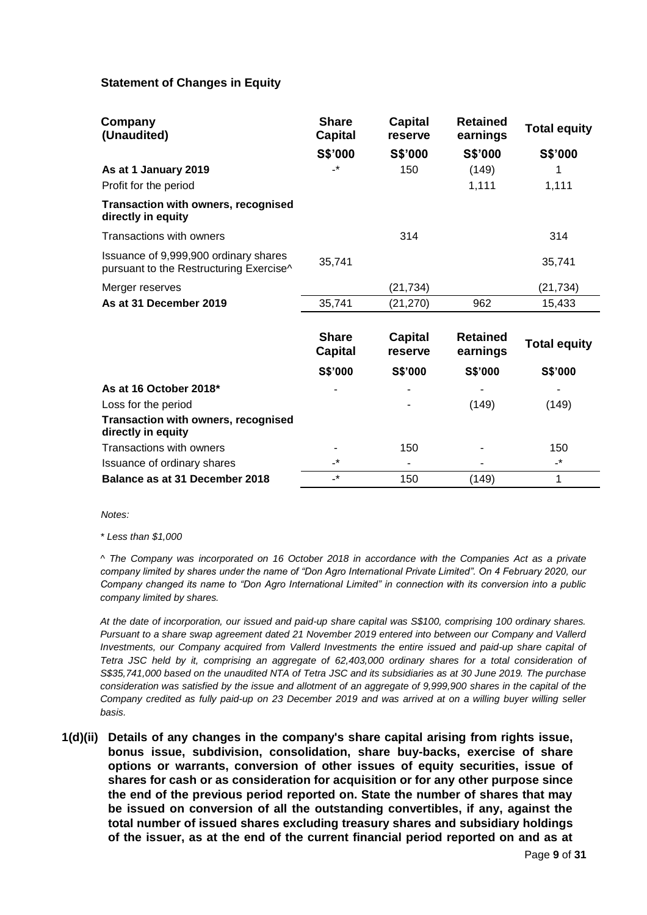### Statement of Changes in Equity

| Company (Unaudited) | Share Capital | Capital reserve | Retained earnings | Total equity |
|---|---|---|---|---|
| | S$'000 | S$'000 | S$'000 | S$'000 |
| **As at 1 January 2019** | -* | 150 | (149) | 1 |
| Profit for the period | | | 1,111 | 1,111 |
| **Transaction with owners, recognised directly in equity** | | | | |
| Transactions with owners | | 314 | | 314 |
| Issuance of 9,999,900 ordinary shares pursuant to the Restructuring Exercise^ | 35,741 | | | 35,741 |
| Merger reserves | | (21,734) | | (21,734) |
| **As at 31 December 2019** | 35,741 | (21,270) | 962 | 15,433 |

| | Share Capital | Capital reserve | Retained earnings | Total equity |
|---|---|---|---|---|
| | S$'000 | S$'000 | S$'000 | S$'000 |
| **As at 16 October 2018*** | - | - | - | - |
| Loss for the period | | - | (149) | (149) |
| **Transaction with owners, recognised directly in equity** | | | | |
| Transactions with owners | - | 150 | - | 150 |
| Issuance of ordinary shares | -* | - | - | -* |
| **Balance as at 31 December 2018** | -* | 150 | (149) | 1 |

*Notes:*

*\* Less than $1,000*

*^ The Company was incorporated on 16 October 2018 in accordance with the Companies Act as a private company limited by shares under the name of "Don Agro International Private Limited". On 4 February 2020, our Company changed its name to "Don Agro International Limited" in connection with its conversion into a public company limited by shares.*

*At the date of incorporation, our issued and paid-up share capital was S$100, comprising 100 ordinary shares. Pursuant to a share swap agreement dated 21 November 2019 entered into between our Company and Vallerd Investments, our Company acquired from Vallerd Investments the entire issued and paid-up share capital of Tetra JSC held by it, comprising an aggregate of 62,403,000 ordinary shares for a total consideration of S$35,741,000 based on the unaudited NTA of Tetra JSC and its subsidiaries as at 30 June 2019. The purchase consideration was satisfied by the issue and allotment of an aggregate of 9,999,900 shares in the capital of the Company credited as fully paid-up on 23 December 2019 and was arrived at on a willing buyer willing seller basis.*

**1(d)(ii) Details of any changes in the company's share capital arising from rights issue, bonus issue, subdivision, consolidation, share buy-backs, exercise of share options or warrants, conversion of other issues of equity securities, issue of shares for cash or as consideration for acquisition or for any other purpose since the end of the previous period reported on. State the number of shares that may be issued on conversion of all the outstanding convertibles, if any, against the total number of issued shares excluding treasury shares and subsidiary holdings of the issuer, as at the end of the current financial period reported on and as at**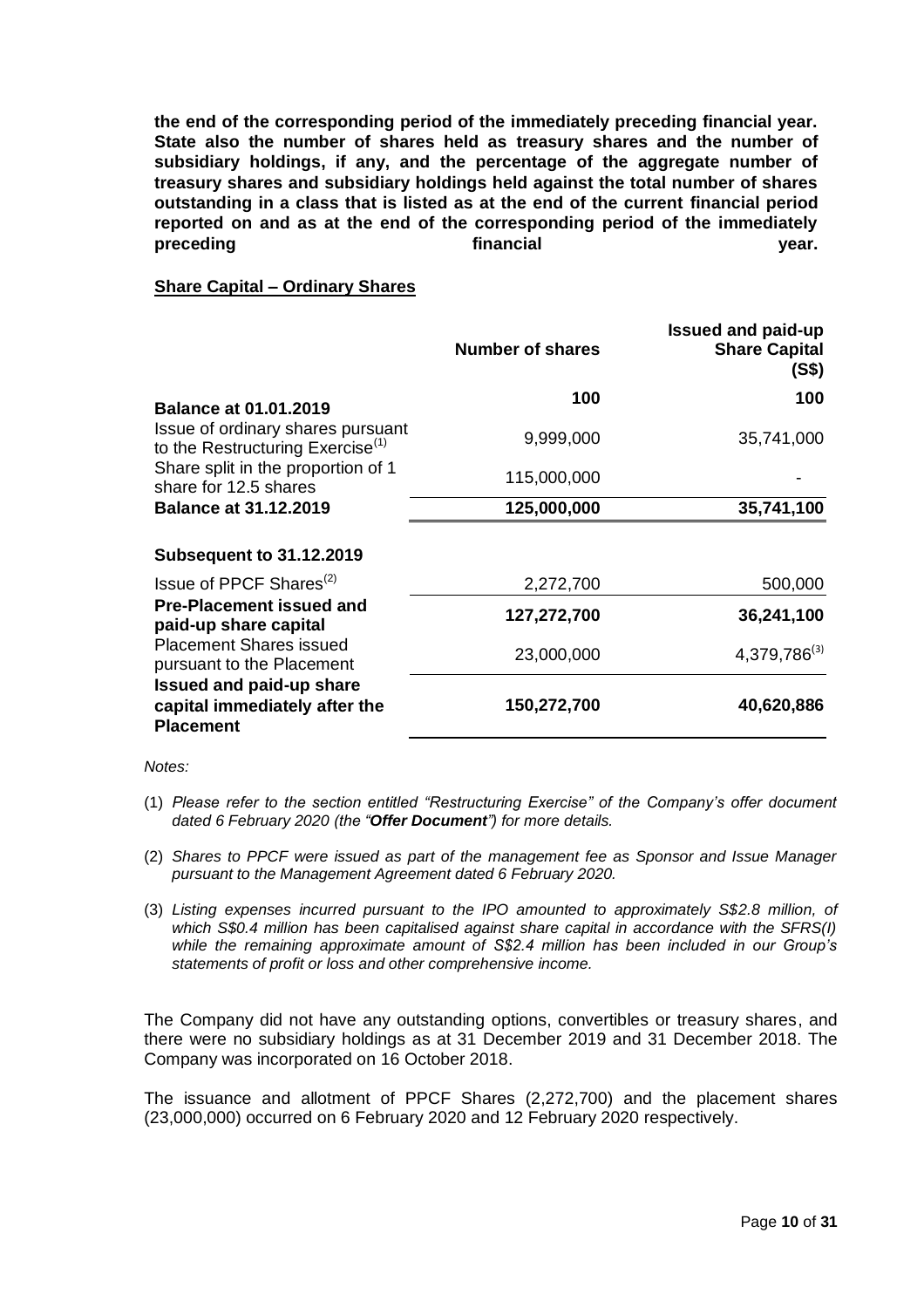**the end of the corresponding period of the immediately preceding financial year. State also the number of shares held as treasury shares and the number of subsidiary holdings, if any, and the percentage of the aggregate number of treasury shares and subsidiary holdings held against the total number of shares outstanding in a class that is listed as at the end of the current financial period reported on and as at the end of the corresponding period of the immediately preceding financial year.**

**Share Capital – Ordinary Shares**

| | **Number of shares** | **Issued and paid-up Share Capital (S$)** |
|---|---|---|
| **Balance at 01.01.2019** | **100** | **100** |
| Issue of ordinary shares pursuant to the Restructuring Exercise[1] | 9,999,000 | 35,741,000 |
| Share split in the proportion of 1 share for 12.5 shares | 115,000,000 | - |
| **Balance at 31.12.2019** | **125,000,000** | **35,741,100** |
| **Subsequent to 31.12.2019** | | |
| Issue of PPCF Shares[2] | 2,272,700 | 500,000 |
| **Pre-Placement issued and paid-up share capital** | **127,272,700** | **36,241,100** |
| Placement Shares issued pursuant to the Placement | 23,000,000 | 4,379,786[3] |
| **Issued and paid-up share capital immediately after the Placement** | **150,272,700** | **40,620,886** |

*Notes:*

(1) *Please refer to the section entitled "Restructuring Exercise" of the Company's offer document dated 6 February 2020 (the "**Offer Document**") for more details.*

(2) *Shares to PPCF were issued as part of the management fee as Sponsor and Issue Manager pursuant to the Management Agreement dated 6 February 2020.*

(3) *Listing expenses incurred pursuant to the IPO amounted to approximately S$2.8 million, of which S$0.4 million has been capitalised against share capital in accordance with the SFRS(I) while the remaining approximate amount of S$2.4 million has been included in our Group's statements of profit or loss and other comprehensive income.*

The Company did not have any outstanding options, convertibles or treasury shares, and there were no subsidiary holdings as at 31 December 2019 and 31 December 2018. The Company was incorporated on 16 October 2018.

The issuance and allotment of PPCF Shares (2,272,700) and the placement shares (23,000,000) occurred on 6 February 2020 and 12 February 2020 respectively.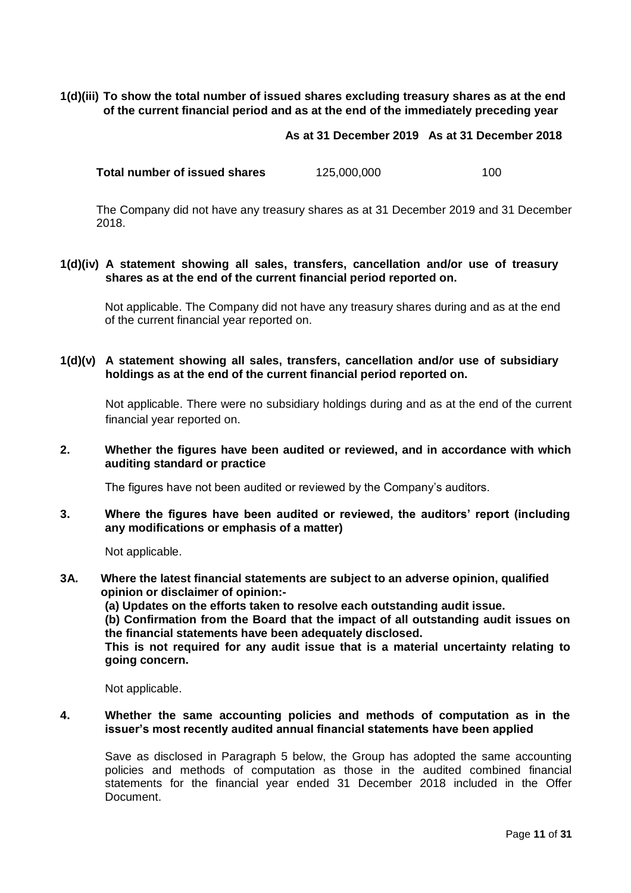**1(d)(iii) To show the total number of issued shares excluding treasury shares as at the end of the current financial period and as at the end of the immediately preceding year**

| | As at 31 December 2019 | As at 31 December 2018 |
|---|---|---|
| **Total number of issued shares** | 125,000,000 | 100 |

The Company did not have any treasury shares as at 31 December 2019 and 31 December 2018.

**1(d)(iv) A statement showing all sales, transfers, cancellation and/or use of treasury shares as at the end of the current financial period reported on.**

Not applicable. The Company did not have any treasury shares during and as at the end of the current financial year reported on.

**1(d)(v) A statement showing all sales, transfers, cancellation and/or use of subsidiary holdings as at the end of the current financial period reported on.**

Not applicable. There were no subsidiary holdings during and as at the end of the current financial year reported on.

**2. Whether the figures have been audited or reviewed, and in accordance with which auditing standard or practice**

The figures have not been audited or reviewed by the Company's auditors.

**3. Where the figures have been audited or reviewed, the auditors' report (including any modifications or emphasis of a matter)**

Not applicable.

**3A. Where the latest financial statements are subject to an adverse opinion, qualified opinion or disclaimer of opinion:-**
**(a) Updates on the efforts taken to resolve each outstanding audit issue.**
**(b) Confirmation from the Board that the impact of all outstanding audit issues on the financial statements have been adequately disclosed.**
**This is not required for any audit issue that is a material uncertainty relating to going concern.**

Not applicable.

**4. Whether the same accounting policies and methods of computation as in the issuer's most recently audited annual financial statements have been applied**

Save as disclosed in Paragraph 5 below, the Group has adopted the same accounting policies and methods of computation as those in the audited combined financial statements for the financial year ended 31 December 2018 included in the Offer Document.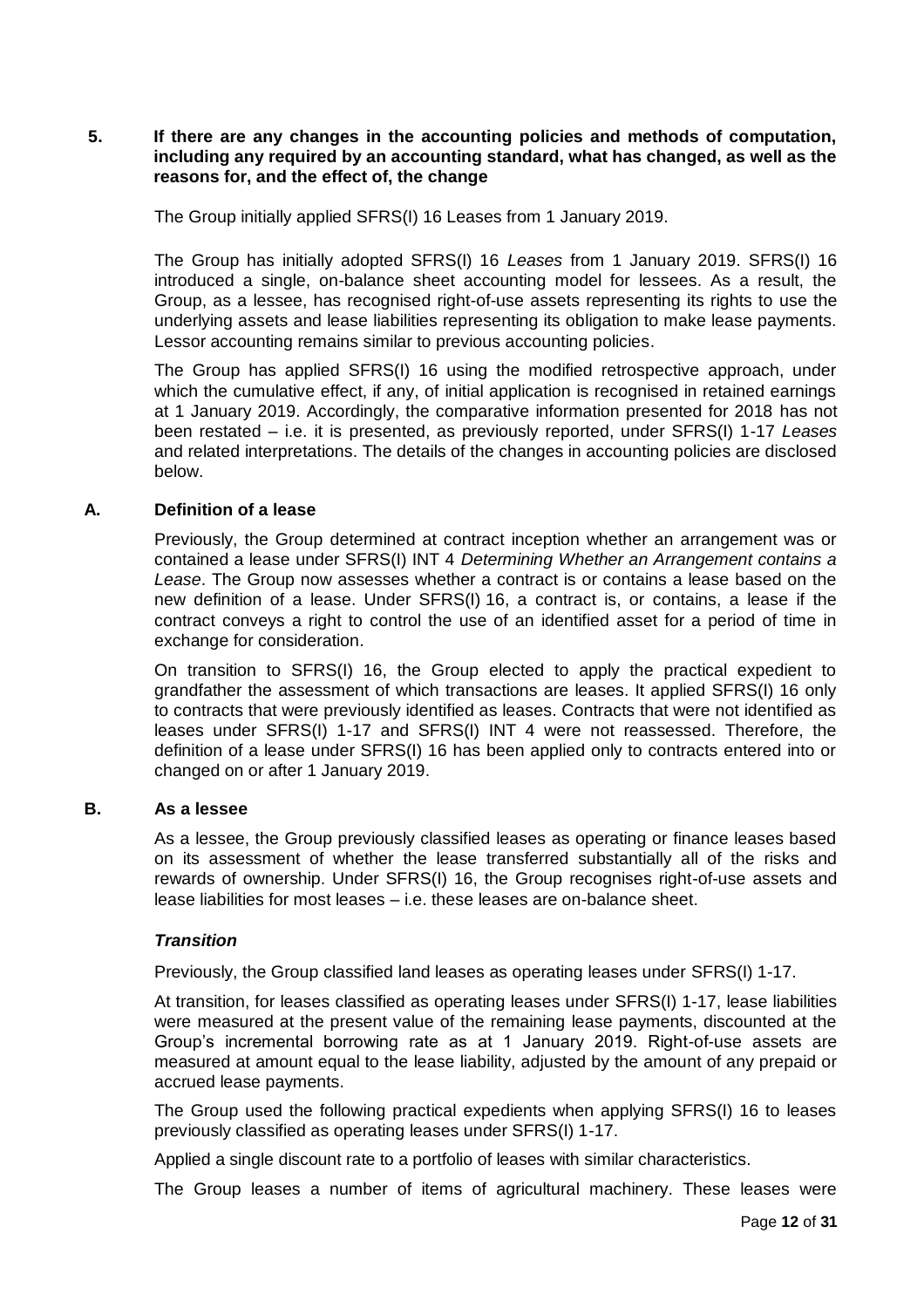**5. If there are any changes in the accounting policies and methods of computation, including any required by an accounting standard, what has changed, as well as the reasons for, and the effect of, the change**

The Group initially applied SFRS(I) 16 Leases from 1 January 2019.

The Group has initially adopted SFRS(I) 16 *Leases* from 1 January 2019. SFRS(I) 16 introduced a single, on-balance sheet accounting model for lessees. As a result, the Group, as a lessee, has recognised right-of-use assets representing its rights to use the underlying assets and lease liabilities representing its obligation to make lease payments. Lessor accounting remains similar to previous accounting policies.

The Group has applied SFRS(I) 16 using the modified retrospective approach, under which the cumulative effect, if any, of initial application is recognised in retained earnings at 1 January 2019. Accordingly, the comparative information presented for 2018 has not been restated – i.e. it is presented, as previously reported, under SFRS(I) 1-17 *Leases* and related interpretations. The details of the changes in accounting policies are disclosed below.

**A. Definition of a lease**

Previously, the Group determined at contract inception whether an arrangement was or contained a lease under SFRS(I) INT 4 *Determining Whether an Arrangement contains a Lease*. The Group now assesses whether a contract is or contains a lease based on the new definition of a lease. Under SFRS(I) 16, a contract is, or contains, a lease if the contract conveys a right to control the use of an identified asset for a period of time in exchange for consideration.

On transition to SFRS(I) 16, the Group elected to apply the practical expedient to grandfather the assessment of which transactions are leases. It applied SFRS(I) 16 only to contracts that were previously identified as leases. Contracts that were not identified as leases under SFRS(I) 1-17 and SFRS(I) INT 4 were not reassessed. Therefore, the definition of a lease under SFRS(I) 16 has been applied only to contracts entered into or changed on or after 1 January 2019.

**B. As a lessee**

As a lessee, the Group previously classified leases as operating or finance leases based on its assessment of whether the lease transferred substantially all of the risks and rewards of ownership. Under SFRS(I) 16, the Group recognises right-of-use assets and lease liabilities for most leases – i.e. these leases are on-balance sheet.

***Transition***

Previously, the Group classified land leases as operating leases under SFRS(I) 1-17.

At transition, for leases classified as operating leases under SFRS(I) 1-17, lease liabilities were measured at the present value of the remaining lease payments, discounted at the Group's incremental borrowing rate as at 1 January 2019. Right-of-use assets are measured at amount equal to the lease liability, adjusted by the amount of any prepaid or accrued lease payments.

The Group used the following practical expedients when applying SFRS(I) 16 to leases previously classified as operating leases under SFRS(I) 1-17.

Applied a single discount rate to a portfolio of leases with similar characteristics.

The Group leases a number of items of agricultural machinery. These leases were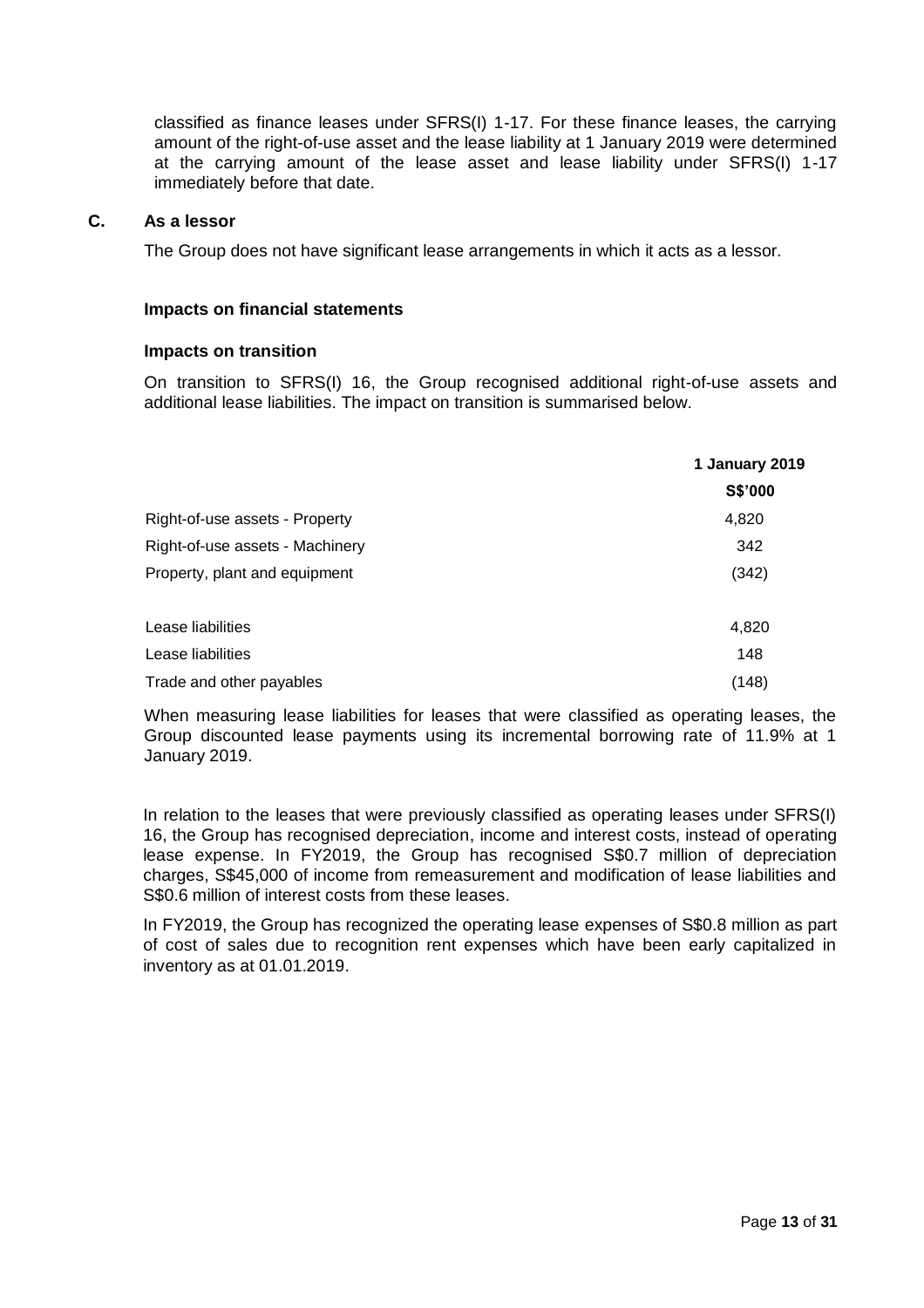classified as finance leases under SFRS(I) 1-17. For these finance leases, the carrying amount of the right-of-use asset and the lease liability at 1 January 2019 were determined at the carrying amount of the lease asset and lease liability under SFRS(I) 1-17 immediately before that date.

**C. As a lessor**

The Group does not have significant lease arrangements in which it acts as a lessor.

**Impacts on financial statements**

**Impacts on transition**

On transition to SFRS(I) 16, the Group recognised additional right-of-use assets and additional lease liabilities. The impact on transition is summarised below.

| | 1 January 2019 |
|---|---|
| | S$'000 |
| Right-of-use assets - Property | 4,820 |
| Right-of-use assets - Machinery | 342 |
| Property, plant and equipment | (342) |
| | |
| Lease liabilities | 4,820 |
| Lease liabilities | 148 |
| Trade and other payables | (148) |

When measuring lease liabilities for leases that were classified as operating leases, the Group discounted lease payments using its incremental borrowing rate of 11.9% at 1 January 2019.

In relation to the leases that were previously classified as operating leases under SFRS(I) 16, the Group has recognised depreciation, income and interest costs, instead of operating lease expense. In FY2019, the Group has recognised S$0.7 million of depreciation charges, S$45,000 of income from remeasurement and modification of lease liabilities and S$0.6 million of interest costs from these leases.

In FY2019, the Group has recognized the operating lease expenses of S$0.8 million as part of cost of sales due to recognition rent expenses which have been early capitalized in inventory as at 01.01.2019.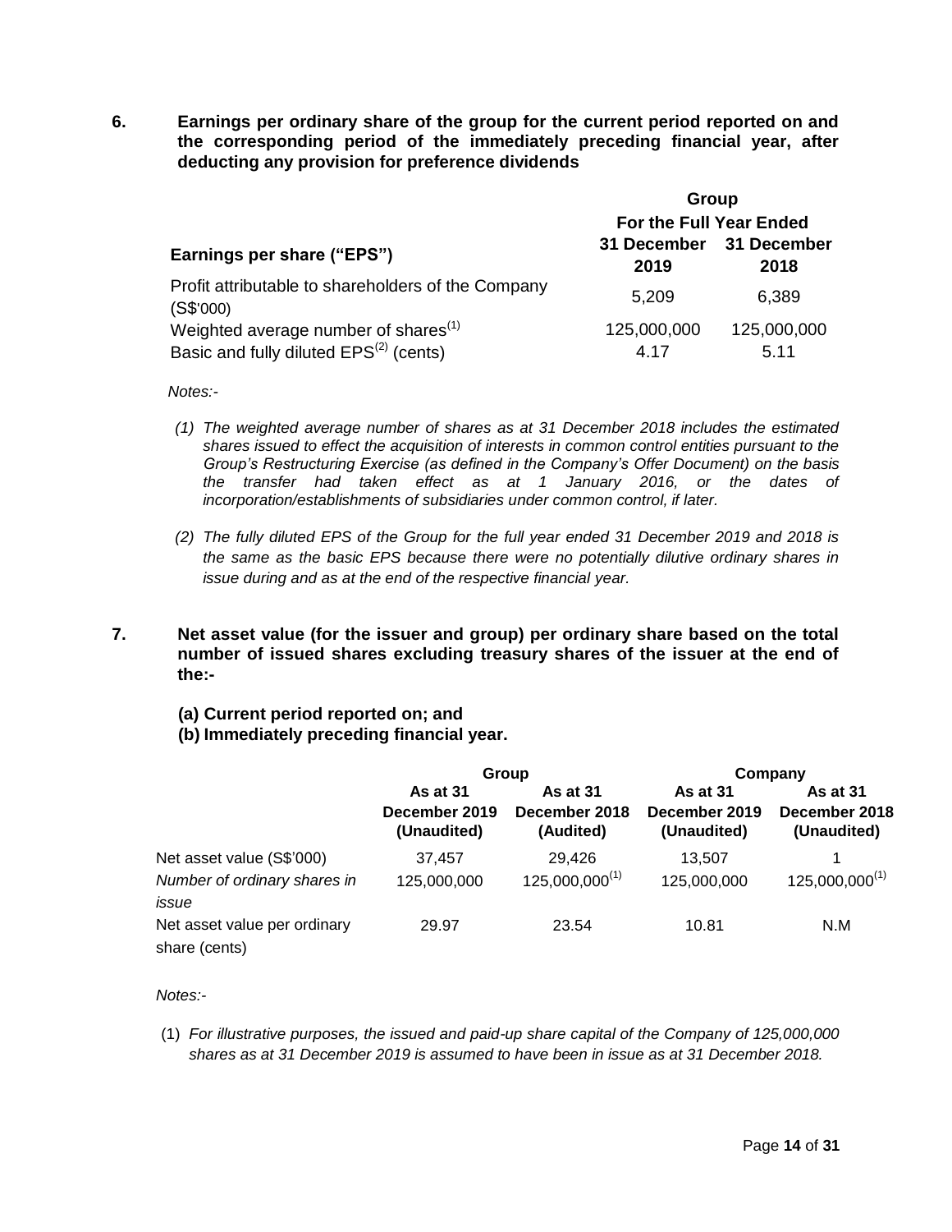## 6. Earnings per ordinary share of the group for the current period reported on and the corresponding period of the immediately preceding financial year, after deducting any provision for preference dividends

| Earnings per share ("EPS") | Group | |
|---|---|---|
| | For the Full Year Ended | |
| | 31 December 2019 | 31 December 2018 |
| Profit attributable to shareholders of the Company (S$'000) | 5,209 | 6,389 |
| Weighted average number of shares[(1)] | 125,000,000 | 125,000,000 |
| Basic and fully diluted EPS[(2)] (cents) | 4.17 | 5.11 |

*Notes:-*

(1) *The weighted average number of shares as at 31 December 2018 includes the estimated shares issued to effect the acquisition of interests in common control entities pursuant to the Group's Restructuring Exercise (as defined in the Company's Offer Document) on the basis the transfer had taken effect as at 1 January 2016, or the dates of incorporation/establishments of subsidiaries under common control, if later.*

(2) *The fully diluted EPS of the Group for the full year ended 31 December 2019 and 2018 is the same as the basic EPS because there were no potentially dilutive ordinary shares in issue during and as at the end of the respective financial year.*

## 7. Net asset value (for the issuer and group) per ordinary share based on the total number of issued shares excluding treasury shares of the issuer at the end of the:-

**(a) Current period reported on; and**
**(b) Immediately preceding financial year.**

| | Group | | Company | |
|---|---|---|---|---|
| | As at 31 December 2019 (Unaudited) | As at 31 December 2018 (Audited) | As at 31 December 2019 (Unaudited) | As at 31 December 2018 (Unaudited) |
| Net asset value (S$'000) | 37,457 | 29,426 | 13,507 | 1 |
| *Number of ordinary shares in issue* | 125,000,000 | 125,000,000[(1)] | 125,000,000 | 125,000,000[(1)] |
| Net asset value per ordinary share (cents) | 29.97 | 23.54 | 10.81 | N.M |

*Notes:-*

(1) *For illustrative purposes, the issued and paid-up share capital of the Company of 125,000,000 shares as at 31 December 2019 is assumed to have been in issue as at 31 December 2018.*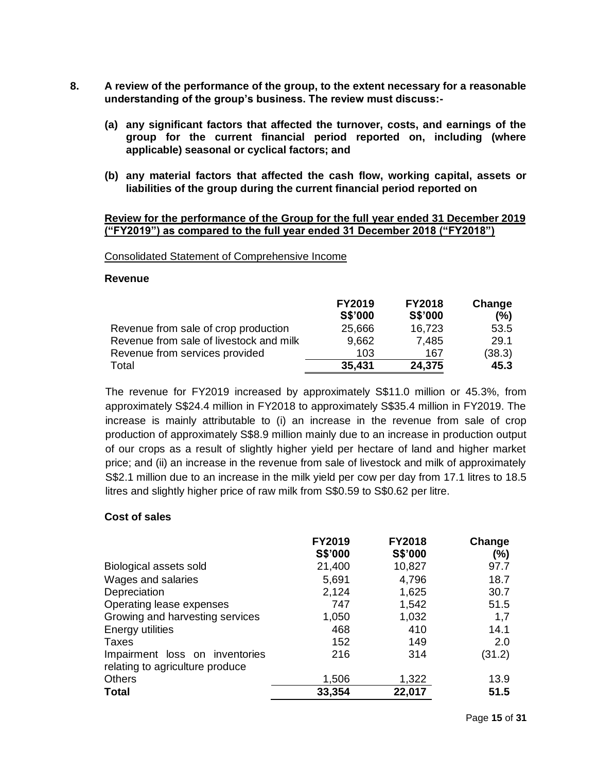**8. A review of the performance of the group, to the extent necessary for a reasonable understanding of the group's business. The review must discuss:-**

**(a) any significant factors that affected the turnover, costs, and earnings of the group for the current financial period reported on, including (where applicable) seasonal or cyclical factors; and**

**(b) any material factors that affected the cash flow, working capital, assets or liabilities of the group during the current financial period reported on**

**Review for the performance of the Group for the full year ended 31 December 2019 ("FY2019") as compared to the full year ended 31 December 2018 ("FY2018")**

Consolidated Statement of Comprehensive Income

**Revenue**

| | FY2019 S$'000 | FY2018 S$'000 | Change (%) |
|---|---|---|---|
| Revenue from sale of crop production | 25,666 | 16,723 | 53.5 |
| Revenue from sale of livestock and milk | 9,662 | 7,485 | 29.1 |
| Revenue from services provided | 103 | 167 | (38.3) |
| Total | **35,431** | **24,375** | **45.3** |

The revenue for FY2019 increased by approximately S$11.0 million or 45.3%, from approximately S$24.4 million in FY2018 to approximately S$35.4 million in FY2019. The increase is mainly attributable to (i) an increase in the revenue from sale of crop production of approximately S$8.9 million mainly due to an increase in production output of our crops as a result of slightly higher yield per hectare of land and higher market price; and (ii) an increase in the revenue from sale of livestock and milk of approximately S$2.1 million due to an increase in the milk yield per cow per day from 17.1 litres to 18.5 litres and slightly higher price of raw milk from S$0.59 to S$0.62 per litre.

**Cost of sales**

| | FY2019 S$'000 | FY2018 S$'000 | Change (%) |
|---|---|---|---|
| Biological assets sold | 21,400 | 10,827 | 97.7 |
| Wages and salaries | 5,691 | 4,796 | 18.7 |
| Depreciation | 2,124 | 1,625 | 30.7 |
| Operating lease expenses | 747 | 1,542 | 51.5 |
| Growing and harvesting services | 1,050 | 1,032 | 1,7 |
| Energy utilities | 468 | 410 | 14.1 |
| Taxes | 152 | 149 | 2.0 |
| Impairment loss on inventories relating to agriculture produce | 216 | 314 | (31.2) |
| Others | 1,506 | 1,322 | 13.9 |
| **Total** | **33,354** | **22,017** | **51.5** |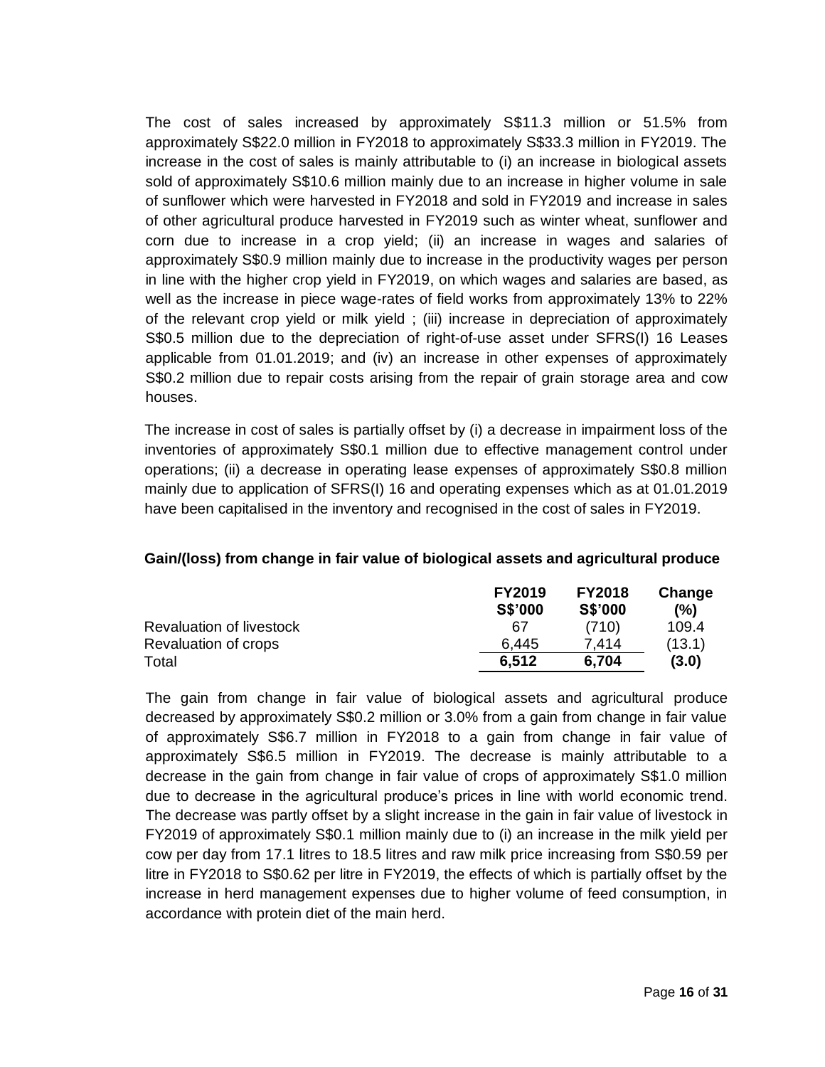The cost of sales increased by approximately S$11.3 million or 51.5% from approximately S$22.0 million in FY2018 to approximately S$33.3 million in FY2019. The increase in the cost of sales is mainly attributable to (i) an increase in biological assets sold of approximately S$10.6 million mainly due to an increase in higher volume in sale of sunflower which were harvested in FY2018 and sold in FY2019 and increase in sales of other agricultural produce harvested in FY2019 such as winter wheat, sunflower and corn due to increase in a crop yield; (ii) an increase in wages and salaries of approximately S$0.9 million mainly due to increase in the productivity wages per person in line with the higher crop yield in FY2019, on which wages and salaries are based, as well as the increase in piece wage-rates of field works from approximately 13% to 22% of the relevant crop yield or milk yield ; (iii) increase in depreciation of approximately S$0.5 million due to the depreciation of right-of-use asset under SFRS(I) 16 Leases applicable from 01.01.2019; and (iv) an increase in other expenses of approximately S$0.2 million due to repair costs arising from the repair of grain storage area and cow houses.

The increase in cost of sales is partially offset by (i) a decrease in impairment loss of the inventories of approximately S$0.1 million due to effective management control under operations; (ii) a decrease in operating lease expenses of approximately S$0.8 million mainly due to application of SFRS(I) 16 and operating expenses which as at 01.01.2019 have been capitalised in the inventory and recognised in the cost of sales in FY2019.

**Gain/(loss) from change in fair value of biological assets and agricultural produce**

| | FY2019 S$'000 | FY2018 S$'000 | Change (%) |
|---|---|---|---|
| Revaluation of livestock | 67 | (710) | 109.4 |
| Revaluation of crops | 6,445 | 7,414 | (13.1) |
| Total | **6,512** | **6,704** | **(3.0)** |

The gain from change in fair value of biological assets and agricultural produce decreased by approximately S$0.2 million or 3.0% from a gain from change in fair value of approximately S$6.7 million in FY2018 to a gain from change in fair value of approximately S$6.5 million in FY2019. The decrease is mainly attributable to a decrease in the gain from change in fair value of crops of approximately S$1.0 million due to decrease in the agricultural produce's prices in line with world economic trend. The decrease was partly offset by a slight increase in the gain in fair value of livestock in FY2019 of approximately S$0.1 million mainly due to (i) an increase in the milk yield per cow per day from 17.1 litres to 18.5 litres and raw milk price increasing from S$0.59 per litre in FY2018 to S$0.62 per litre in FY2019, the effects of which is partially offset by the increase in herd management expenses due to higher volume of feed consumption, in accordance with protein diet of the main herd.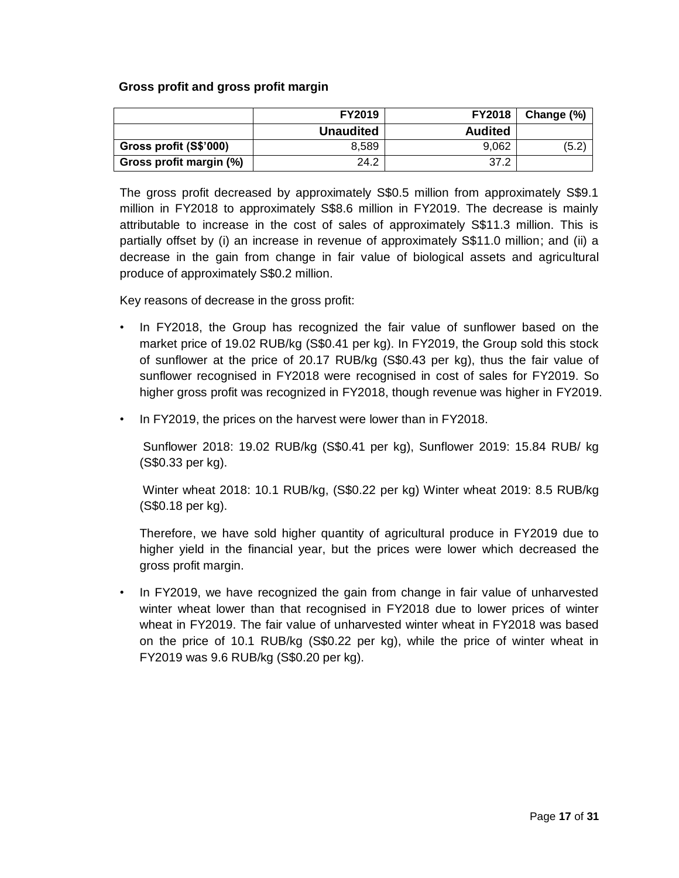**Gross profit and gross profit margin**

| | FY2019 | FY2018 | Change (%) |
|---|---|---|---|
| | **Unaudited** | **Audited** | |
| **Gross profit (S$'000)** | 8,589 | 9,062 | (5.2) |
| **Gross profit margin (%)** | 24.2 | 37.2 | |

The gross profit decreased by approximately S$0.5 million from approximately S$9.1 million in FY2018 to approximately S$8.6 million in FY2019. The decrease is mainly attributable to increase in the cost of sales of approximately S$11.3 million. This is partially offset by (i) an increase in revenue of approximately S$11.0 million; and (ii) a decrease in the gain from change in fair value of biological assets and agricultural produce of approximately S$0.2 million.

Key reasons of decrease in the gross profit:

- In FY2018, the Group has recognized the fair value of sunflower based on the market price of 19.02 RUB/kg (S$0.41 per kg). In FY2019, the Group sold this stock of sunflower at the price of 20.17 RUB/kg (S$0.43 per kg), thus the fair value of sunflower recognised in FY2018 were recognised in cost of sales for FY2019. So higher gross profit was recognized in FY2018, though revenue was higher in FY2019.

- In FY2019, the prices on the harvest were lower than in FY2018.

  Sunflower 2018: 19.02 RUB/kg (S$0.41 per kg), Sunflower 2019: 15.84 RUB/ kg (S$0.33 per kg).

  Winter wheat 2018: 10.1 RUB/kg, (S$0.22 per kg) Winter wheat 2019: 8.5 RUB/kg (S$0.18 per kg).

  Therefore, we have sold higher quantity of agricultural produce in FY2019 due to higher yield in the financial year, but the prices were lower which decreased the gross profit margin.

- In FY2019, we have recognized the gain from change in fair value of unharvested winter wheat lower than that recognised in FY2018 due to lower prices of winter wheat in FY2019. The fair value of unharvested winter wheat in FY2018 was based on the price of 10.1 RUB/kg (S$0.22 per kg), while the price of winter wheat in FY2019 was 9.6 RUB/kg (S$0.20 per kg).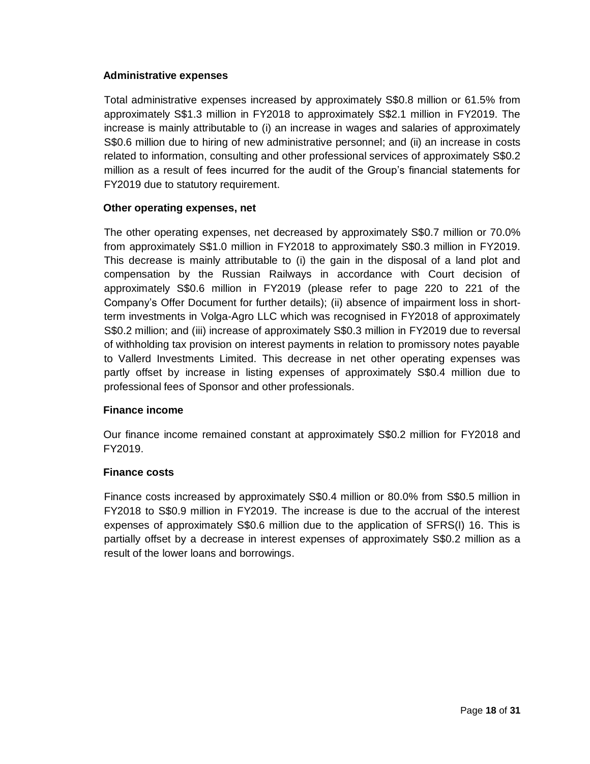### Administrative expenses

Total administrative expenses increased by approximately S$0.8 million or 61.5% from approximately S$1.3 million in FY2018 to approximately S$2.1 million in FY2019. The increase is mainly attributable to (i) an increase in wages and salaries of approximately S$0.6 million due to hiring of new administrative personnel; and (ii) an increase in costs related to information, consulting and other professional services of approximately S$0.2 million as a result of fees incurred for the audit of the Group's financial statements for FY2019 due to statutory requirement.

### Other operating expenses, net

The other operating expenses, net decreased by approximately S$0.7 million or 70.0% from approximately S$1.0 million in FY2018 to approximately S$0.3 million in FY2019. This decrease is mainly attributable to (i) the gain in the disposal of a land plot and compensation by the Russian Railways in accordance with Court decision of approximately S$0.6 million in FY2019 (please refer to page 220 to 221 of the Company's Offer Document for further details); (ii) absence of impairment loss in short-term investments in Volga-Agro LLC which was recognised in FY2018 of approximately S$0.2 million; and (iii) increase of approximately S$0.3 million in FY2019 due to reversal of withholding tax provision on interest payments in relation to promissory notes payable to Vallerd Investments Limited. This decrease in net other operating expenses was partly offset by increase in listing expenses of approximately S$0.4 million due to professional fees of Sponsor and other professionals.

### Finance income

Our finance income remained constant at approximately S$0.2 million for FY2018 and FY2019.

### Finance costs

Finance costs increased by approximately S$0.4 million or 80.0% from S$0.5 million in FY2018 to S$0.9 million in FY2019. The increase is due to the accrual of the interest expenses of approximately S$0.6 million due to the application of SFRS(I) 16. This is partially offset by a decrease in interest expenses of approximately S$0.2 million as a result of the lower loans and borrowings.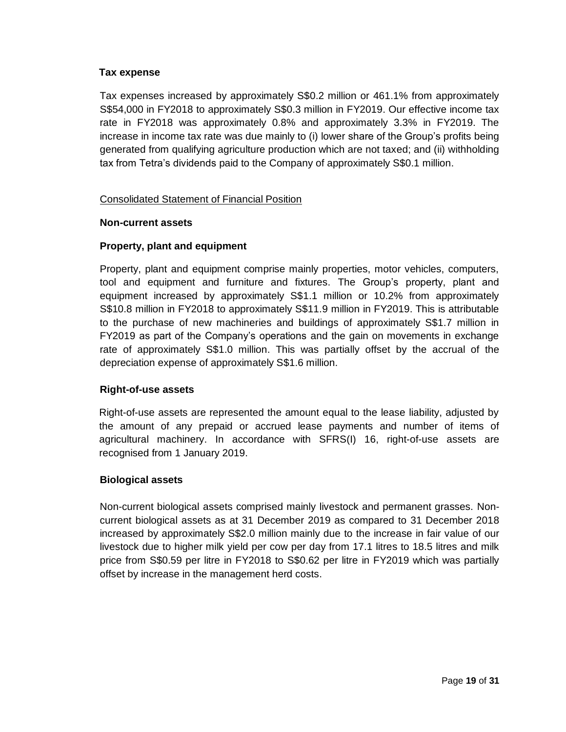**Tax expense**

Tax expenses increased by approximately S$0.2 million or 461.1% from approximately S$54,000 in FY2018 to approximately S$0.3 million in FY2019. Our effective income tax rate in FY2018 was approximately 0.8% and approximately 3.3% in FY2019. The increase in income tax rate was due mainly to (i) lower share of the Group's profits being generated from qualifying agriculture production which are not taxed; and (ii) withholding tax from Tetra's dividends paid to the Company of approximately S$0.1 million.

Consolidated Statement of Financial Position

**Non-current assets**

**Property, plant and equipment**

Property, plant and equipment comprise mainly properties, motor vehicles, computers, tool and equipment and furniture and fixtures. The Group's property, plant and equipment increased by approximately S$1.1 million or 10.2% from approximately S$10.8 million in FY2018 to approximately S$11.9 million in FY2019. This is attributable to the purchase of new machineries and buildings of approximately S$1.7 million in FY2019 as part of the Company's operations and the gain on movements in exchange rate of approximately S$1.0 million. This was partially offset by the accrual of the depreciation expense of approximately S$1.6 million.

**Right-of-use assets**

Right-of-use assets are represented the amount equal to the lease liability, adjusted by the amount of any prepaid or accrued lease payments and number of items of agricultural machinery. In accordance with SFRS(I) 16, right-of-use assets are recognised from 1 January 2019.

**Biological assets**

Non-current biological assets comprised mainly livestock and permanent grasses. Non-current biological assets as at 31 December 2019 as compared to 31 December 2018 increased by approximately S$2.0 million mainly due to the increase in fair value of our livestock due to higher milk yield per cow per day from 17.1 litres to 18.5 litres and milk price from S$0.59 per litre in FY2018 to S$0.62 per litre in FY2019 which was partially offset by increase in the management herd costs.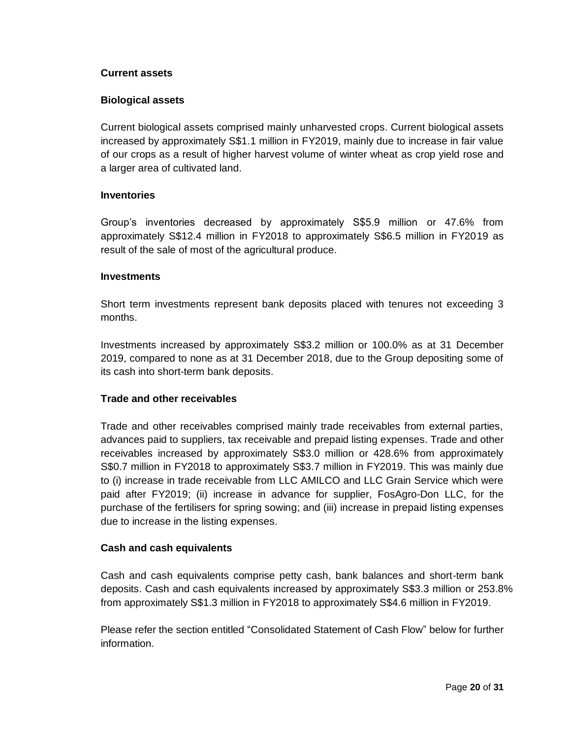**Current assets**

**Biological assets**

Current biological assets comprised mainly unharvested crops. Current biological assets increased by approximately S$1.1 million in FY2019, mainly due to increase in fair value of our crops as a result of higher harvest volume of winter wheat as crop yield rose and a larger area of cultivated land.

**Inventories**

Group's inventories decreased by approximately S$5.9 million or 47.6% from approximately S$12.4 million in FY2018 to approximately S$6.5 million in FY2019 as result of the sale of most of the agricultural produce.

**Investments**

Short term investments represent bank deposits placed with tenures not exceeding 3 months.

Investments increased by approximately S$3.2 million or 100.0% as at 31 December 2019, compared to none as at 31 December 2018, due to the Group depositing some of its cash into short-term bank deposits.

**Trade and other receivables**

Trade and other receivables comprised mainly trade receivables from external parties, advances paid to suppliers, tax receivable and prepaid listing expenses. Trade and other receivables increased by approximately S$3.0 million or 428.6% from approximately S$0.7 million in FY2018 to approximately S$3.7 million in FY2019. This was mainly due to (i) increase in trade receivable from LLC AMILCO and LLC Grain Service which were paid after FY2019; (ii) increase in advance for supplier, FosAgro-Don LLC, for the purchase of the fertilisers for spring sowing; and (iii) increase in prepaid listing expenses due to increase in the listing expenses.

**Cash and cash equivalents**

Cash and cash equivalents comprise petty cash, bank balances and short-term bank deposits. Cash and cash equivalents increased by approximately S$3.3 million or 253.8% from approximately S$1.3 million in FY2018 to approximately S$4.6 million in FY2019.

Please refer the section entitled "Consolidated Statement of Cash Flow" below for further information.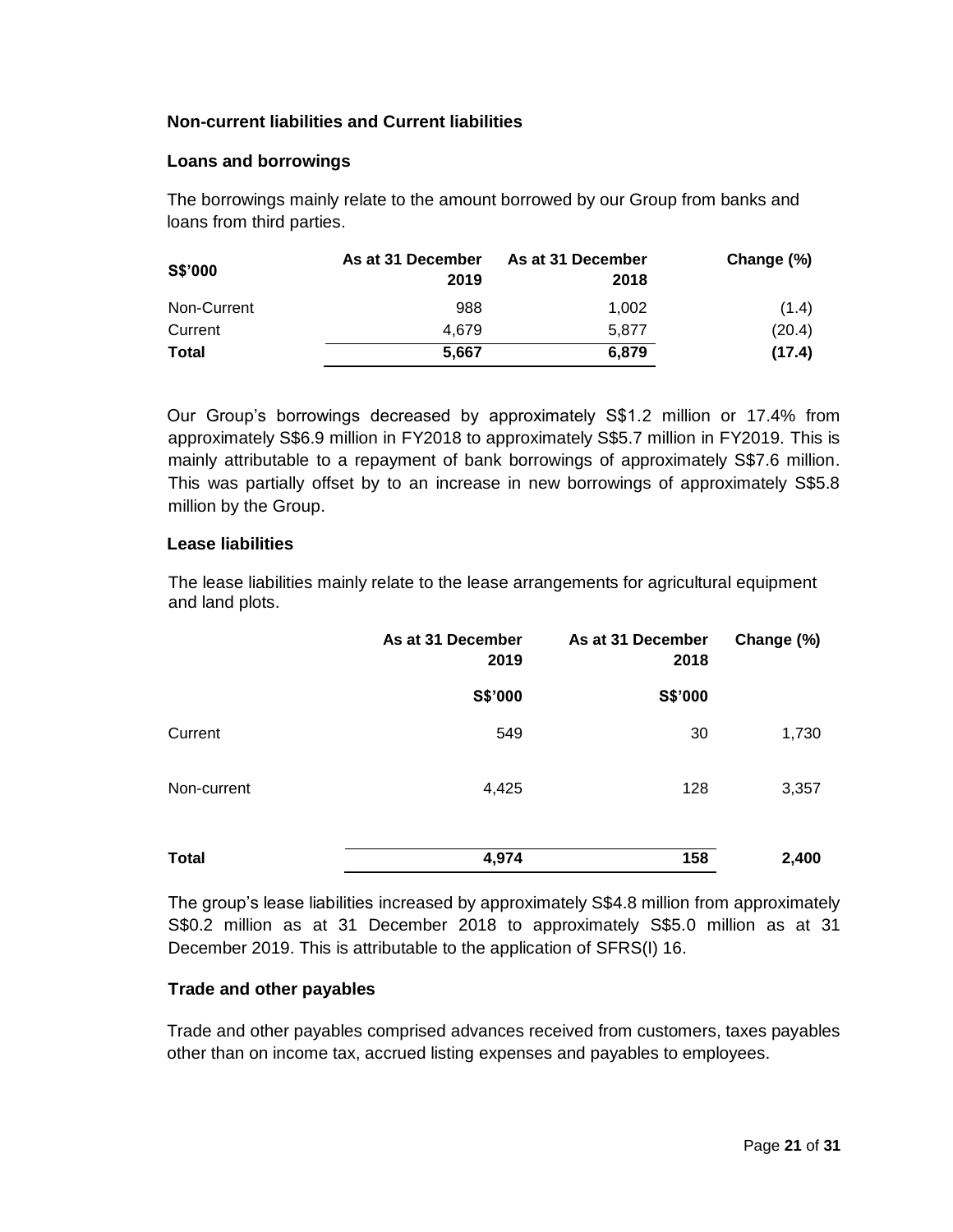### Non-current liabilities and Current liabilities

### Loans and borrowings

The borrowings mainly relate to the amount borrowed by our Group from banks and loans from third parties.

| S$'000 | As at 31 December 2019 | As at 31 December 2018 | Change (%) |
|---|---|---|---|
| Non-Current | 988 | 1,002 | (1.4) |
| Current | 4,679 | 5,877 | (20.4) |
| **Total** | **5,667** | **6,879** | **(17.4)** |

Our Group's borrowings decreased by approximately S$1.2 million or 17.4% from approximately S$6.9 million in FY2018 to approximately S$5.7 million in FY2019. This is mainly attributable to a repayment of bank borrowings of approximately S$7.6 million. This was partially offset by to an increase in new borrowings of approximately S$5.8 million by the Group.

### Lease liabilities

The lease liabilities mainly relate to the lease arrangements for agricultural equipment and land plots.

| | As at 31 December 2019 | As at 31 December 2018 | Change (%) |
|---|---|---|---|
| | S$'000 | S$'000 | |
| Current | 549 | 30 | 1,730 |
| Non-current | 4,425 | 128 | 3,357 |
| **Total** | **4,974** | **158** | **2,400** |

The group's lease liabilities increased by approximately S$4.8 million from approximately S$0.2 million as at 31 December 2018 to approximately S$5.0 million as at 31 December 2019. This is attributable to the application of SFRS(I) 16.

### Trade and other payables

Trade and other payables comprised advances received from customers, taxes payables other than on income tax, accrued listing expenses and payables to employees.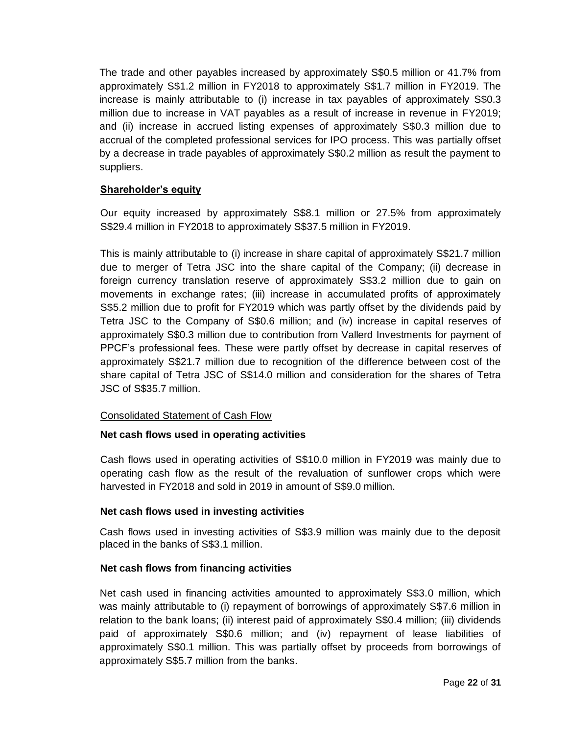The trade and other payables increased by approximately S$0.5 million or 41.7% from approximately S$1.2 million in FY2018 to approximately S$1.7 million in FY2019. The increase is mainly attributable to (i) increase in tax payables of approximately S$0.3 million due to increase in VAT payables as a result of increase in revenue in FY2019; and (ii) increase in accrued listing expenses of approximately S$0.3 million due to accrual of the completed professional services for IPO process. This was partially offset by a decrease in trade payables of approximately S$0.2 million as result the payment to suppliers.

**Shareholder's equity**

Our equity increased by approximately S$8.1 million or 27.5% from approximately S$29.4 million in FY2018 to approximately S$37.5 million in FY2019.

This is mainly attributable to (i) increase in share capital of approximately S$21.7 million due to merger of Tetra JSC into the share capital of the Company; (ii) decrease in foreign currency translation reserve of approximately S$3.2 million due to gain on movements in exchange rates; (iii) increase in accumulated profits of approximately S$5.2 million due to profit for FY2019 which was partly offset by the dividends paid by Tetra JSC to the Company of S$0.6 million; and (iv) increase in capital reserves of approximately S$0.3 million due to contribution from Vallerd Investments for payment of PPCF's professional fees. These were partly offset by decrease in capital reserves of approximately S$21.7 million due to recognition of the difference between cost of the share capital of Tetra JSC of S$14.0 million and consideration for the shares of Tetra JSC of S$35.7 million.

Consolidated Statement of Cash Flow

**Net cash flows used in operating activities**

Cash flows used in operating activities of S$10.0 million in FY2019 was mainly due to operating cash flow as the result of the revaluation of sunflower crops which were harvested in FY2018 and sold in 2019 in amount of S$9.0 million.

**Net cash flows used in investing activities**

Cash flows used in investing activities of S$3.9 million was mainly due to the deposit placed in the banks of S$3.1 million.

**Net cash flows from financing activities**

Net cash used in financing activities amounted to approximately S$3.0 million, which was mainly attributable to (i) repayment of borrowings of approximately S$7.6 million in relation to the bank loans; (ii) interest paid of approximately S$0.4 million; (iii) dividends paid of approximately S$0.6 million; and (iv) repayment of lease liabilities of approximately S$0.1 million. This was partially offset by proceeds from borrowings of approximately S$5.7 million from the banks.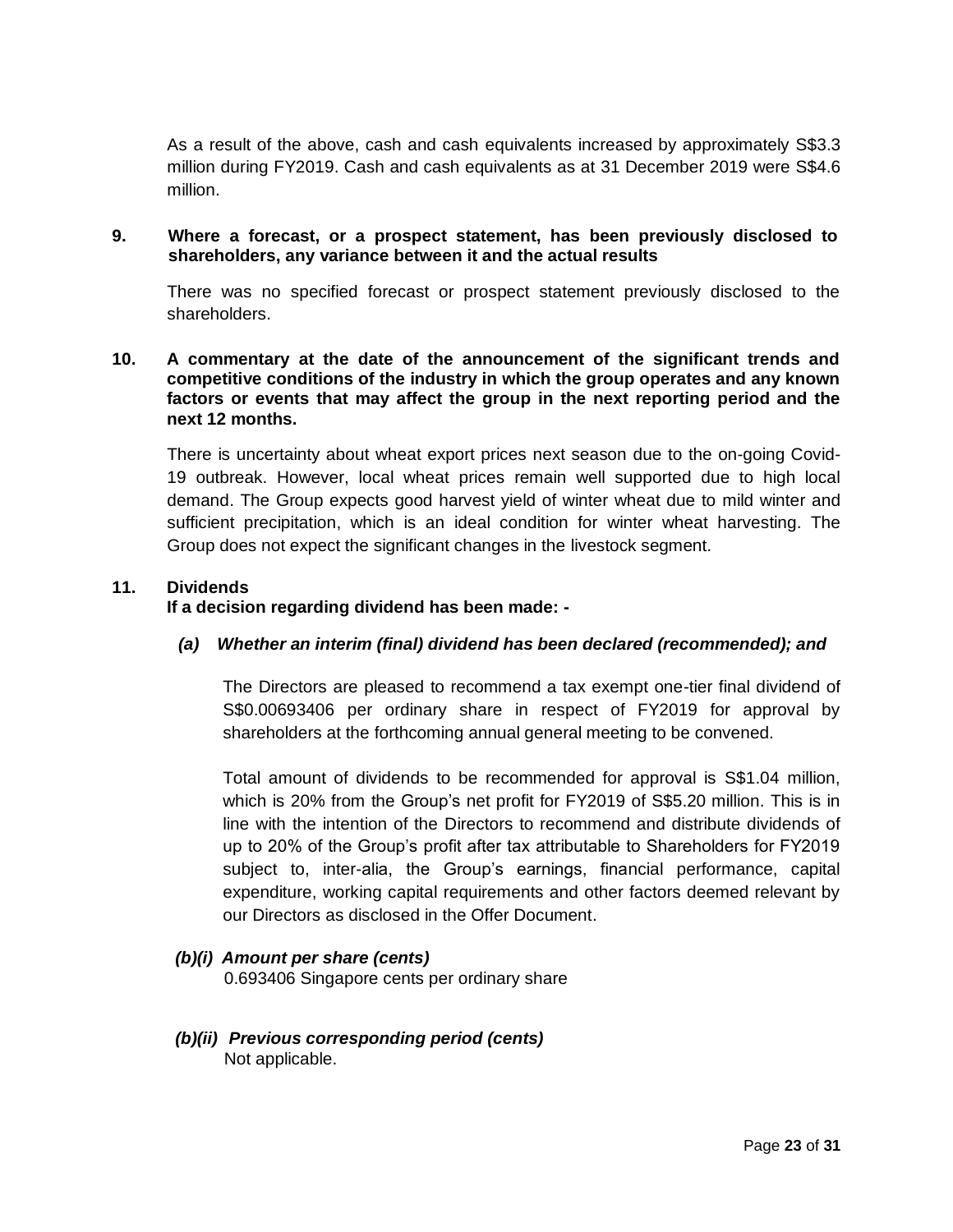As a result of the above, cash and cash equivalents increased by approximately S$3.3 million during FY2019. Cash and cash equivalents as at 31 December 2019 were S$4.6 million.

**9. Where a forecast, or a prospect statement, has been previously disclosed to shareholders, any variance between it and the actual results**

There was no specified forecast or prospect statement previously disclosed to the shareholders.

**10. A commentary at the date of the announcement of the significant trends and competitive conditions of the industry in which the group operates and any known factors or events that may affect the group in the next reporting period and the next 12 months.**

There is uncertainty about wheat export prices next season due to the on-going Covid-19 outbreak. However, local wheat prices remain well supported due to high local demand. The Group expects good harvest yield of winter wheat due to mild winter and sufficient precipitation, which is an ideal condition for winter wheat harvesting. The Group does not expect the significant changes in the livestock segment.

**11. Dividends**
**If a decision regarding dividend has been made: -**

***(a) Whether an interim (final) dividend has been declared (recommended); and***

The Directors are pleased to recommend a tax exempt one-tier final dividend of S$0.00693406 per ordinary share in respect of FY2019 for approval by shareholders at the forthcoming annual general meeting to be convened.

Total amount of dividends to be recommended for approval is S$1.04 million, which is 20% from the Group's net profit for FY2019 of S$5.20 million. This is in line with the intention of the Directors to recommend and distribute dividends of up to 20% of the Group's profit after tax attributable to Shareholders for FY2019 subject to, inter-alia, the Group's earnings, financial performance, capital expenditure, working capital requirements and other factors deemed relevant by our Directors as disclosed in the Offer Document.

***(b)(i) Amount per share (cents)***
0.693406 Singapore cents per ordinary share

***(b)(ii) Previous corresponding period (cents)***
Not applicable.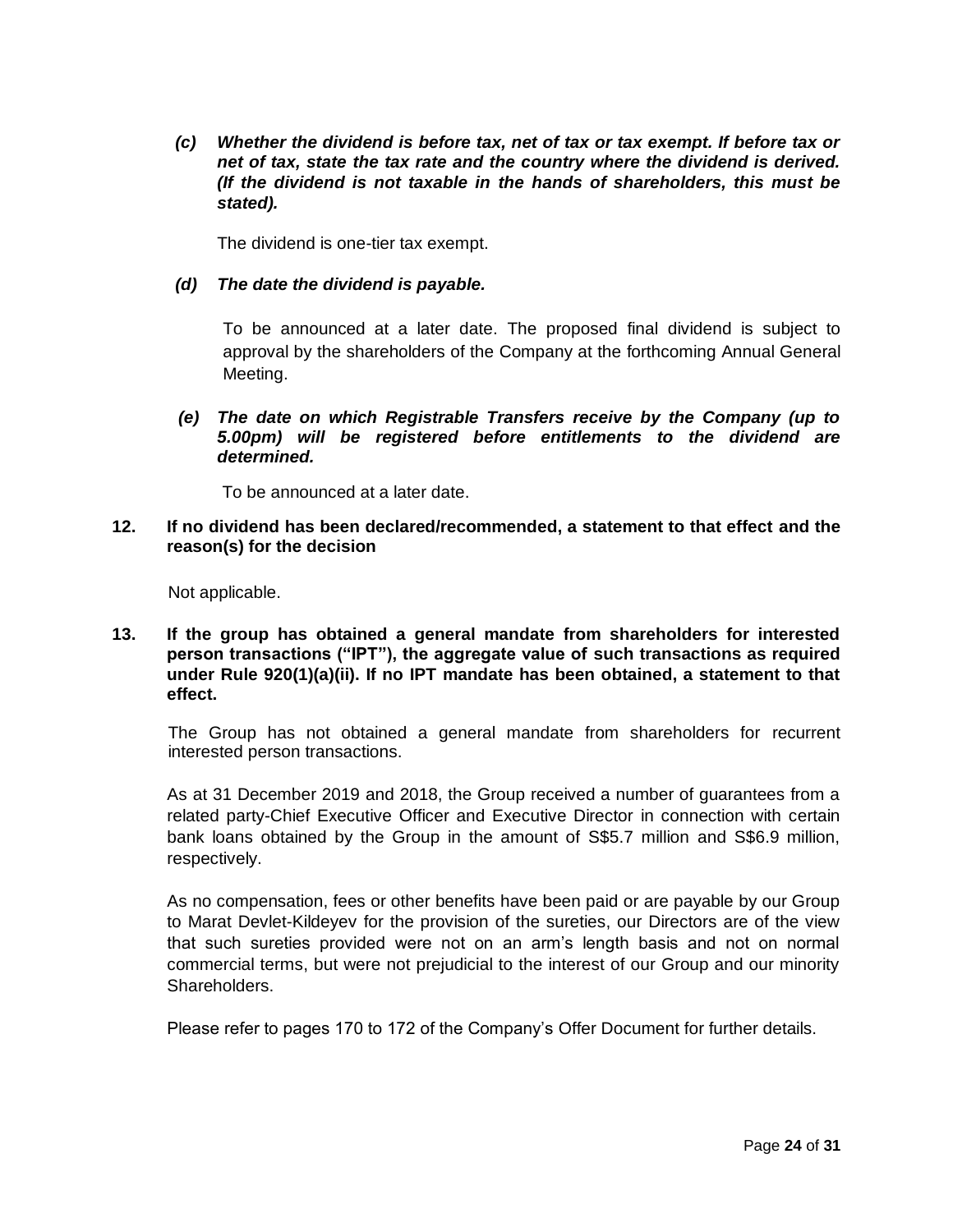***(c) Whether the dividend is before tax, net of tax or tax exempt. If before tax or net of tax, state the tax rate and the country where the dividend is derived. (If the dividend is not taxable in the hands of shareholders, this must be stated).***

The dividend is one-tier tax exempt.

***(d) The date the dividend is payable.***

To be announced at a later date. The proposed final dividend is subject to approval by the shareholders of the Company at the forthcoming Annual General Meeting.

***(e) The date on which Registrable Transfers receive by the Company (up to 5.00pm) will be registered before entitlements to the dividend are determined.***

To be announced at a later date.

**12. If no dividend has been declared/recommended, a statement to that effect and the reason(s) for the decision**

Not applicable.

**13. If the group has obtained a general mandate from shareholders for interested person transactions ("IPT"), the aggregate value of such transactions as required under Rule 920(1)(a)(ii). If no IPT mandate has been obtained, a statement to that effect.**

The Group has not obtained a general mandate from shareholders for recurrent interested person transactions.

As at 31 December 2019 and 2018, the Group received a number of guarantees from a related party-Chief Executive Officer and Executive Director in connection with certain bank loans obtained by the Group in the amount of S$5.7 million and S$6.9 million, respectively.

As no compensation, fees or other benefits have been paid or are payable by our Group to Marat Devlet-Kildeyev for the provision of the sureties, our Directors are of the view that such sureties provided were not on an arm's length basis and not on normal commercial terms, but were not prejudicial to the interest of our Group and our minority Shareholders.

Please refer to pages 170 to 172 of the Company's Offer Document for further details.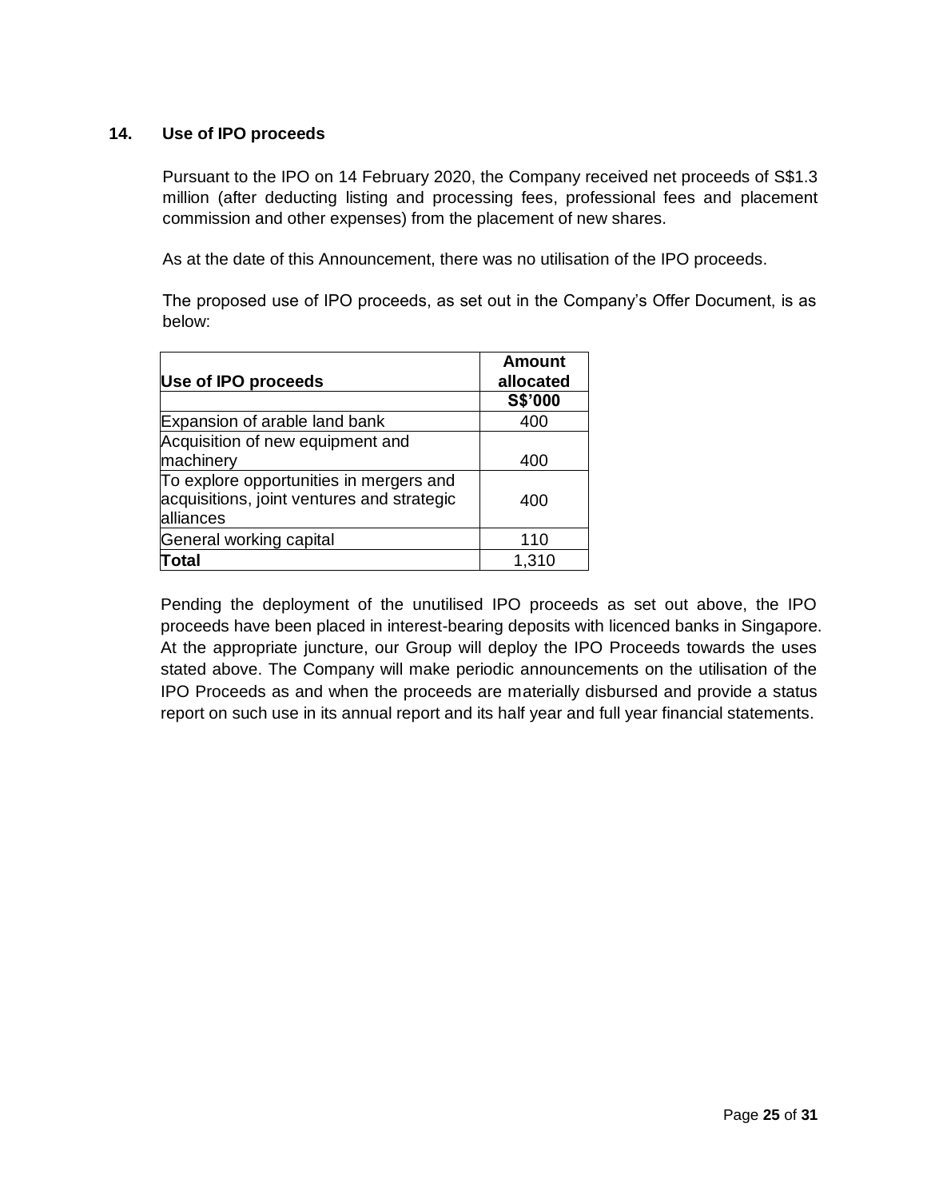## 14. Use of IPO proceeds

Pursuant to the IPO on 14 February 2020, the Company received net proceeds of S$1.3 million (after deducting listing and processing fees, professional fees and placement commission and other expenses) from the placement of new shares.

As at the date of this Announcement, there was no utilisation of the IPO proceeds.

The proposed use of IPO proceeds, as set out in the Company's Offer Document, is as below:

| Use of IPO proceeds | Amount allocated |
|---|---|
| | S$'000 |
| Expansion of arable land bank | 400 |
| Acquisition of new equipment and machinery | 400 |
| To explore opportunities in mergers and acquisitions, joint ventures and strategic alliances | 400 |
| General working capital | 110 |
| **Total** | 1,310 |

Pending the deployment of the unutilised IPO proceeds as set out above, the IPO proceeds have been placed in interest-bearing deposits with licenced banks in Singapore. At the appropriate juncture, our Group will deploy the IPO Proceeds towards the uses stated above. The Company will make periodic announcements on the utilisation of the IPO Proceeds as and when the proceeds are materially disbursed and provide a status report on such use in its annual report and its half year and full year financial statements.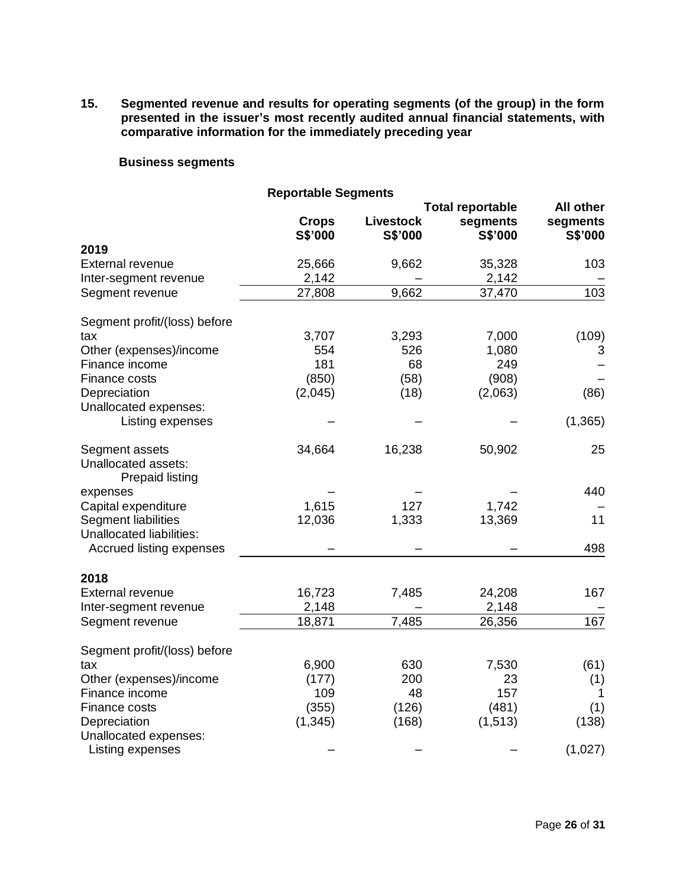**15. Segmented revenue and results for operating segments (of the group) in the form presented in the issuer's most recently audited annual financial statements, with comparative information for the immediately preceding year**

**Business segments**

| | Reportable Segments | | | |
|---|---|---|---|---|
| | **Crops S$'000** | **Livestock S$'000** | **Total reportable segments S$'000** | **All other segments S$'000** |
| **2019** | | | | |
| External revenue | 25,666 | 9,662 | 35,328 | 103 |
| Inter-segment revenue | 2,142 | – | 2,142 | – |
| Segment revenue | 27,808 | 9,662 | 37,470 | 103 |
| Segment profit/(loss) before tax | 3,707 | 3,293 | 7,000 | (109) |
| Other (expenses)/income | 554 | 526 | 1,080 | 3 |
| Finance income | 181 | 68 | 249 | – |
| Finance costs | (850) | (58) | (908) | – |
| Depreciation | (2,045) | (18) | (2,063) | (86) |
| Unallocated expenses: | | | | |
| Listing expenses | – | – | – | (1,365) |
| Segment assets | 34,664 | 16,238 | 50,902 | 25 |
| Unallocated assets: | | | | |
| Prepaid listing expenses | – | – | – | 440 |
| Capital expenditure | 1,615 | 127 | 1,742 | – |
| Segment liabilities | 12,036 | 1,333 | 13,369 | 11 |
| Unallocated liabilities: | | | | |
| Accrued listing expenses | – | – | – | 498 |
| **2018** | | | | |
| External revenue | 16,723 | 7,485 | 24,208 | 167 |
| Inter-segment revenue | 2,148 | – | 2,148 | – |
| Segment revenue | 18,871 | 7,485 | 26,356 | 167 |
| Segment profit/(loss) before tax | 6,900 | 630 | 7,530 | (61) |
| Other (expenses)/income | (177) | 200 | 23 | (1) |
| Finance income | 109 | 48 | 157 | 1 |
| Finance costs | (355) | (126) | (481) | (1) |
| Depreciation | (1,345) | (168) | (1,513) | (138) |
| Unallocated expenses: | | | | |
| Listing expenses | – | – | – | (1,027) |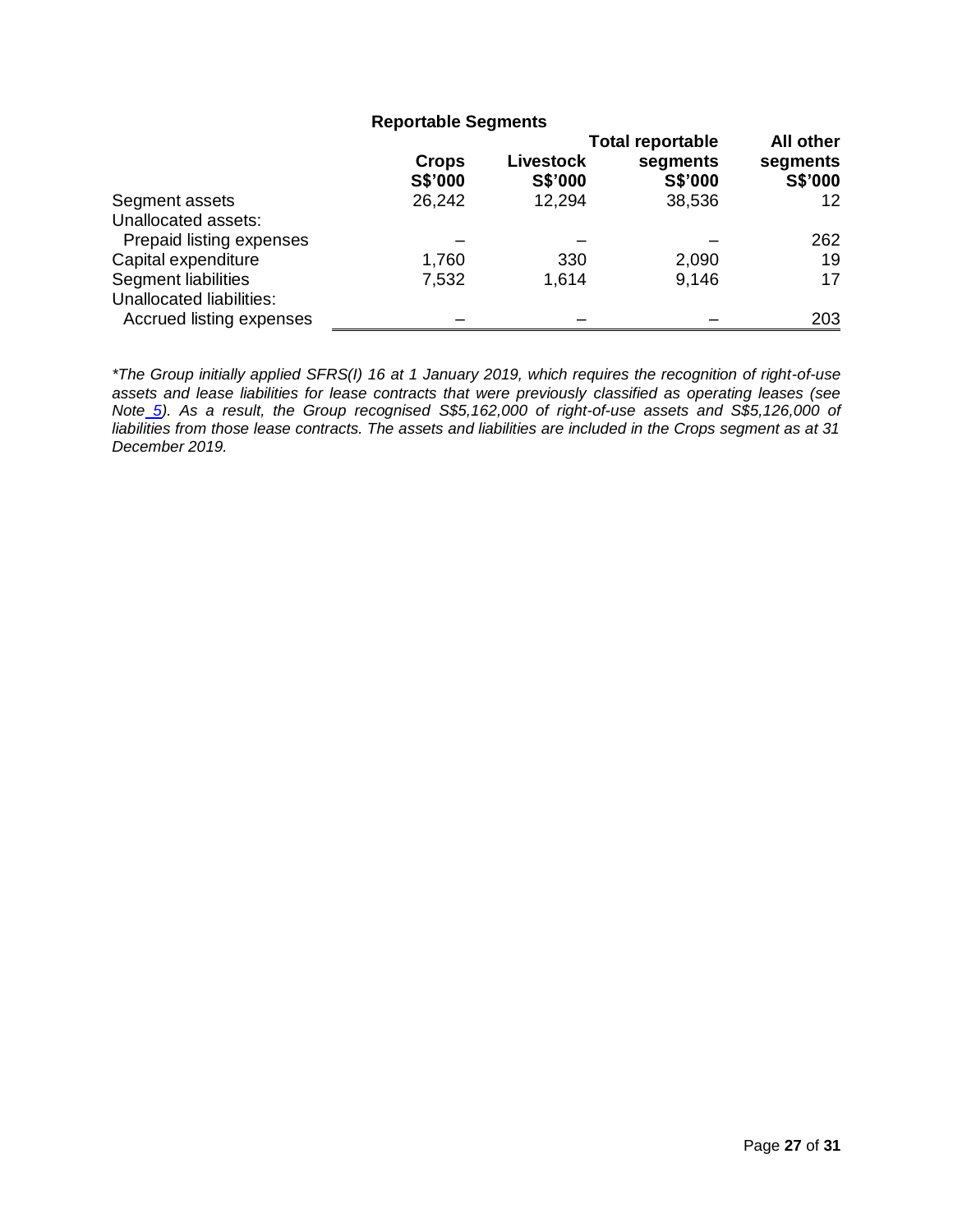| | Reportable Segments | | | |
|---|---|---|---|---|
| | **Crops S$'000** | **Livestock S$'000** | **Total reportable segments S$'000** | **All other segments S$'000** |
| Segment assets | 26,242 | 12,294 | 38,536 | 12 |
| Unallocated assets: | | | | |
| Prepaid listing expenses | – | – | – | 262 |
| Capital expenditure | 1,760 | 330 | 2,090 | 19 |
| Segment liabilities | 7,532 | 1,614 | 9,146 | 17 |
| Unallocated liabilities: | | | | |
| Accrued listing expenses | – | – | – | 203 |

*\*The Group initially applied SFRS(I) 16 at 1 January 2019, which requires the recognition of right-of-use assets and lease liabilities for lease contracts that were previously classified as operating leases (see Note 5). As a result, the Group recognised S$5,162,000 of right-of-use assets and S$5,126,000 of liabilities from those lease contracts. The assets and liabilities are included in the Crops segment as at 31 December 2019.*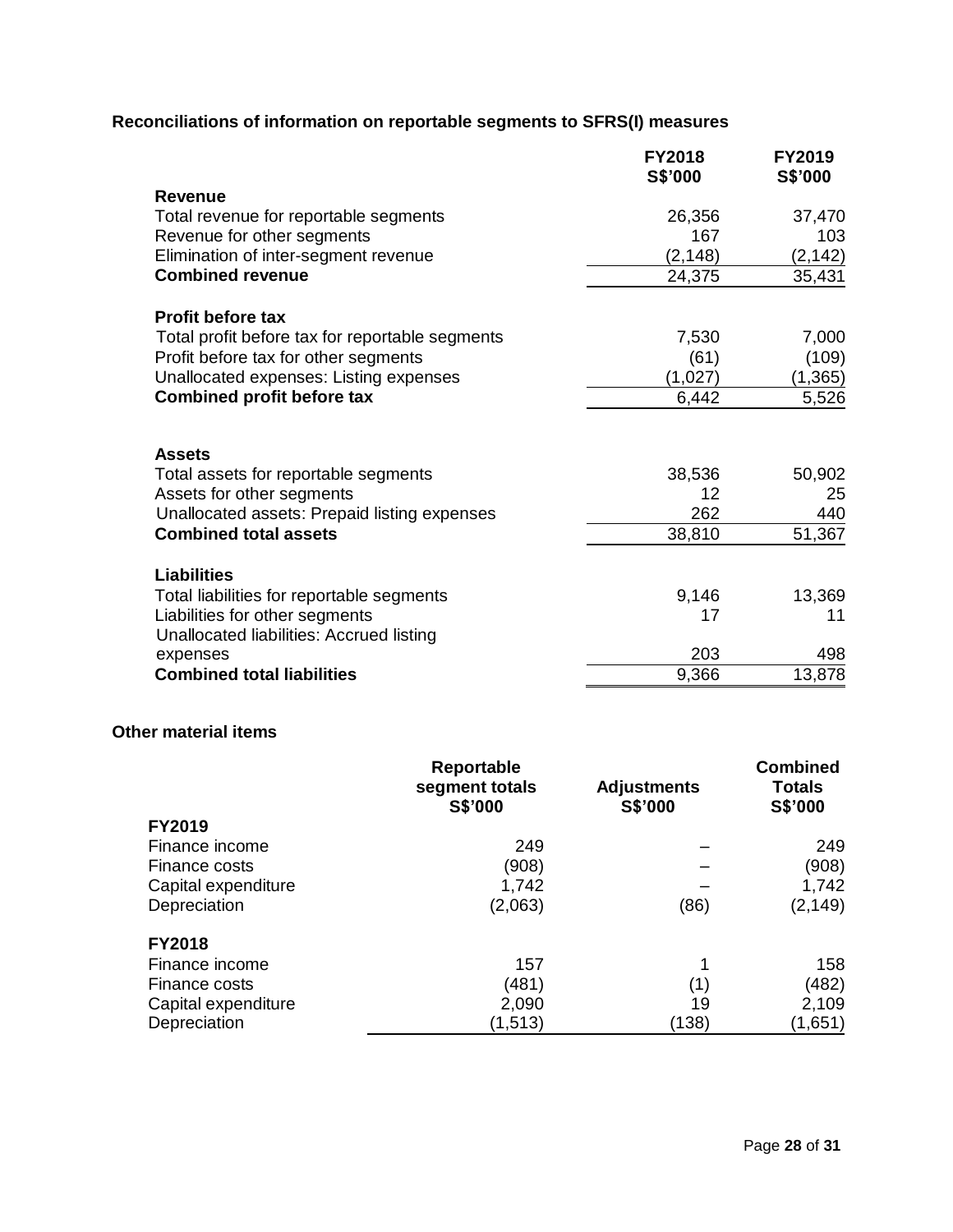**Reconciliations of information on reportable segments to SFRS(I) measures**

| | FY2018 S$'000 | FY2019 S$'000 |
|---|---|---|
| **Revenue** | | |
| Total revenue for reportable segments | 26,356 | 37,470 |
| Revenue for other segments | 167 | 103 |
| Elimination of inter-segment revenue | (2,148) | (2,142) |
| **Combined revenue** | 24,375 | 35,431 |
| | | |
| **Profit before tax** | | |
| Total profit before tax for reportable segments | 7,530 | 7,000 |
| Profit before tax for other segments | (61) | (109) |
| Unallocated expenses: Listing expenses | (1,027) | (1,365) |
| **Combined profit before tax** | 6,442 | 5,526 |
| | | |
| **Assets** | | |
| Total assets for reportable segments | 38,536 | 50,902 |
| Assets for other segments | 12 | 25 |
| Unallocated assets: Prepaid listing expenses | 262 | 440 |
| **Combined total assets** | 38,810 | 51,367 |
| | | |
| **Liabilities** | | |
| Total liabilities for reportable segments | 9,146 | 13,369 |
| Liabilities for other segments | 17 | 11 |
| Unallocated liabilities: Accrued listing expenses | 203 | 498 |
| **Combined total liabilities** | 9,366 | 13,878 |

**Other material items**

| | Reportable segment totals S$'000 | Adjustments S$'000 | Combined Totals S$'000 |
|---|---|---|---|
| **FY2019** | | | |
| Finance income | 249 | – | 249 |
| Finance costs | (908) | – | (908) |
| Capital expenditure | 1,742 | – | 1,742 |
| Depreciation | (2,063) | (86) | (2,149) |
| | | | |
| **FY2018** | | | |
| Finance income | 157 | 1 | 158 |
| Finance costs | (481) | (1) | (482) |
| Capital expenditure | 2,090 | 19 | 2,109 |
| Depreciation | (1,513) | (138) | (1,651) |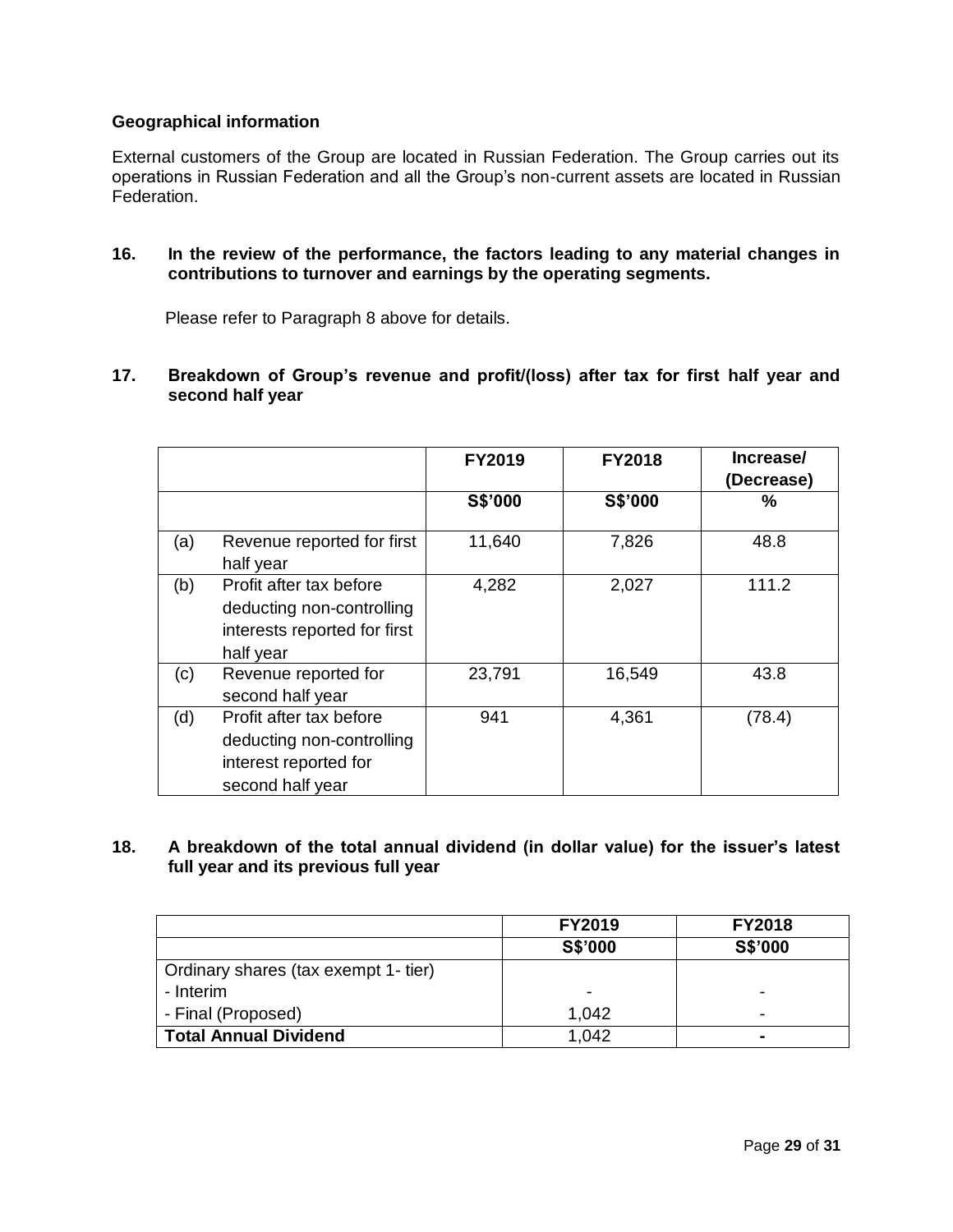**Geographical information**

External customers of the Group are located in Russian Federation. The Group carries out its operations in Russian Federation and all the Group's non-current assets are located in Russian Federation.

**16. In the review of the performance, the factors leading to any material changes in contributions to turnover and earnings by the operating segments.**

Please refer to Paragraph 8 above for details.

**17. Breakdown of Group's revenue and profit/(loss) after tax for first half year and second half year**

| | | FY2019 | FY2018 | Increase/ (Decrease) |
|---|---|---|---|---|
| | | S$'000 | S$'000 | % |
| (a) | Revenue reported for first half year | 11,640 | 7,826 | 48.8 |
| (b) | Profit after tax before deducting non-controlling interests reported for first half year | 4,282 | 2,027 | 111.2 |
| (c) | Revenue reported for second half year | 23,791 | 16,549 | 43.8 |
| (d) | Profit after tax before deducting non-controlling interest reported for second half year | 941 | 4,361 | (78.4) |

**18. A breakdown of the total annual dividend (in dollar value) for the issuer's latest full year and its previous full year**

| | FY2019 | FY2018 |
|---|---|---|
| | S$'000 | S$'000 |
| Ordinary shares (tax exempt 1- tier) | | |
| - Interim | - | - |
| - Final (Proposed) | 1,042 | - |
| **Total Annual Dividend** | 1,042 | **-** |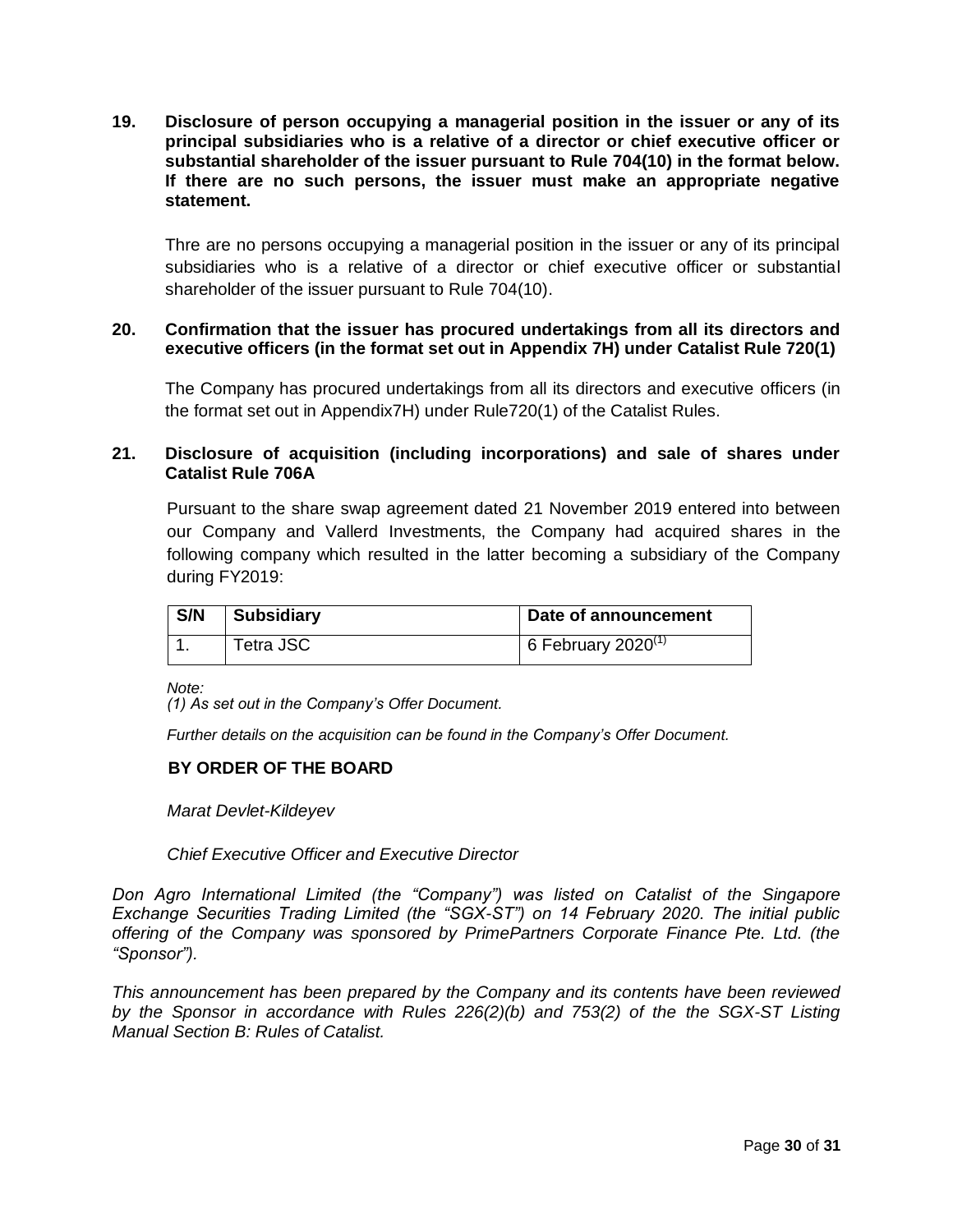**19. Disclosure of person occupying a managerial position in the issuer or any of its principal subsidiaries who is a relative of a director or chief executive officer or substantial shareholder of the issuer pursuant to Rule 704(10) in the format below. If there are no such persons, the issuer must make an appropriate negative statement.**

Thre are no persons occupying a managerial position in the issuer or any of its principal subsidiaries who is a relative of a director or chief executive officer or substantial shareholder of the issuer pursuant to Rule 704(10).

**20. Confirmation that the issuer has procured undertakings from all its directors and executive officers (in the format set out in Appendix 7H) under Catalist Rule 720(1)**

The Company has procured undertakings from all its directors and executive officers (in the format set out in Appendix7H) under Rule720(1) of the Catalist Rules.

**21. Disclosure of acquisition (including incorporations) and sale of shares under Catalist Rule 706A**

Pursuant to the share swap agreement dated 21 November 2019 entered into between our Company and Vallerd Investments, the Company had acquired shares in the following company which resulted in the latter becoming a subsidiary of the Company during FY2019:

| S/N | Subsidiary | Date of announcement |
| --- | --- | --- |
| 1. | Tetra JSC | 6 February 2020[(1)] |

*Note:*
*(1) As set out in the Company's Offer Document.*

*Further details on the acquisition can be found in the Company's Offer Document.*

**BY ORDER OF THE BOARD**

*Marat Devlet-Kildeyev*

*Chief Executive Officer and Executive Director*

*Don Agro International Limited (the "Company") was listed on Catalist of the Singapore Exchange Securities Trading Limited (the "SGX-ST") on 14 February 2020. The initial public offering of the Company was sponsored by PrimePartners Corporate Finance Pte. Ltd. (the "Sponsor").*

*This announcement has been prepared by the Company and its contents have been reviewed by the Sponsor in accordance with Rules 226(2)(b) and 753(2) of the the SGX-ST Listing Manual Section B: Rules of Catalist.*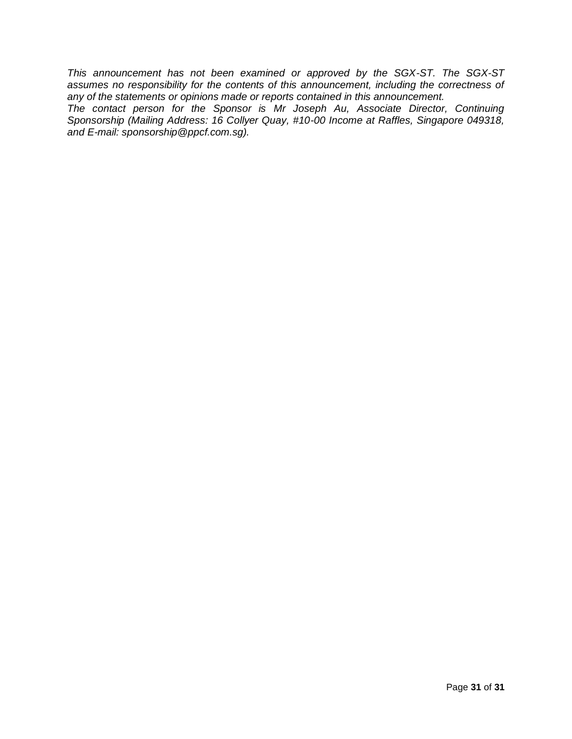*This announcement has not been examined or approved by the SGX-ST. The SGX-ST assumes no responsibility for the contents of this announcement, including the correctness of any of the statements or opinions made or reports contained in this announcement.*

*The contact person for the Sponsor is Mr Joseph Au, Associate Director, Continuing Sponsorship (Mailing Address: 16 Collyer Quay, #10-00 Income at Raffles, Singapore 049318, and E-mail: sponsorship@ppcf.com.sg).*